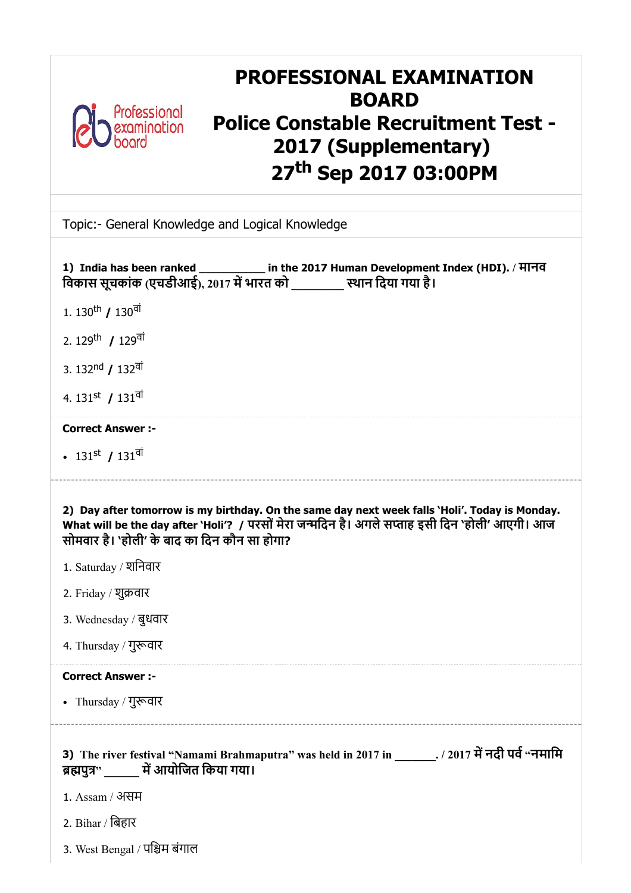# PROFESSIONAL EXAMINATION BOARD
# Police Constable Recruitment Test - 2017 (Supplementary)
# 27th Sep 2017 03:00PM

Topic:- General Knowledge and Logical Knowledge

**1) India has been ranked __________ in the 2017 Human Development Index (HDI). / मानव विकास सूचकांक (एचडीआई), 2017 में भारत को ________ स्थान दिया गया है।**

1. 130th / 130वां
2. 129th / 129वां
3. 132nd / 132वां
4. 131st / 131वां

**Correct Answer :-**

- 131st / 131वां

---

**2) Day after tomorrow is my birthday. On the same day next week falls 'Holi'. Today is Monday. What will be the day after 'Holi'? / परसों मेरा जन्मदिन है। अगले सप्ताह इसी दिन 'होली' आएगी। आज सोमवार है। 'होली' के बाद का दिन कौन सा होगा?**

1. Saturday / शनिवार
2. Friday / शुक्रवार
3. Wednesday / बुधवार
4. Thursday / गुरूवार

**Correct Answer :-**

- Thursday / गुरूवार

---

**3) The river festival "Namami Brahmaputra" was held in 2017 in ______. / 2017 में नदी पर्व "नमामि ब्रह्मपुत्र" _____ में आयोजित किया गया।**

1. Assam / असम
2. Bihar / बिहार
3. West Bengal / पश्चिम बंगाल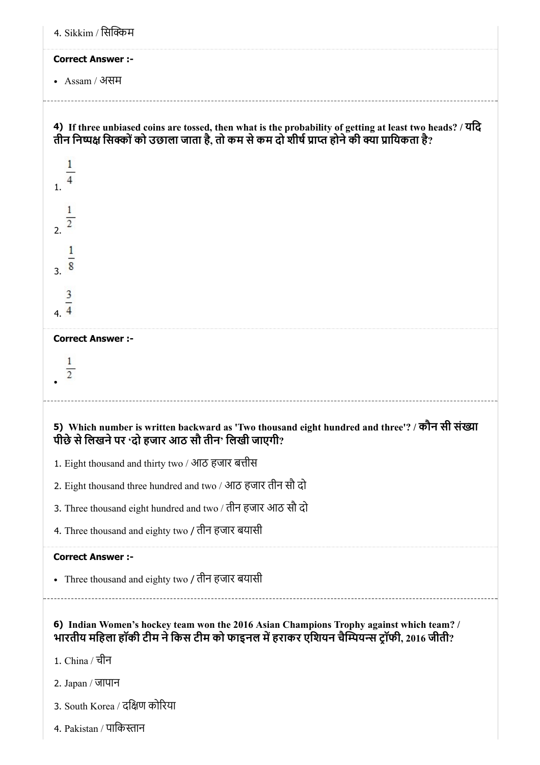4. Sikkim / सिक्किम

**Correct Answer :-**

- Assam / असम

**4) If three unbiased coins are tossed, then what is the probability of getting at least two heads? / यदि तीन निष्पक्ष सिक्कों को उछाला जाता है, तो कम से कम दो शीर्ष प्राप्त होने की क्या प्रायिकता है?**

1. $\frac{1}{4}$

2. $\frac{1}{2}$

3. $\frac{1}{8}$

4. $\frac{3}{4}$

**Correct Answer :-**

- $\frac{1}{2}$

**5) Which number is written backward as 'Two thousand eight hundred and three'? / कौन सी संख्या पीछे से लिखने पर 'दो हजार आठ सौ तीन' लिखी जाएगी?**

1. Eight thousand and thirty two / आठ हजार बत्तीस
2. Eight thousand three hundred and two / आठ हजार तीन सौ दो
3. Three thousand eight hundred and two / तीन हजार आठ सौ दो
4. Three thousand and eighty two / तीन हजार बयासी

**Correct Answer :-**

- Three thousand and eighty two / तीन हजार बयासी

**6) Indian Women's hockey team won the 2016 Asian Champions Trophy against which team? / भारतीय महिला हॉकी टीम ने किस टीम को फाइनल में हराकर एशियन चैम्पियन्स ट्रॉफी, 2016 जीती?**

1. China / चीन
2. Japan / जापान
3. South Korea / दक्षिण कोरिया
4. Pakistan / पाकिस्तान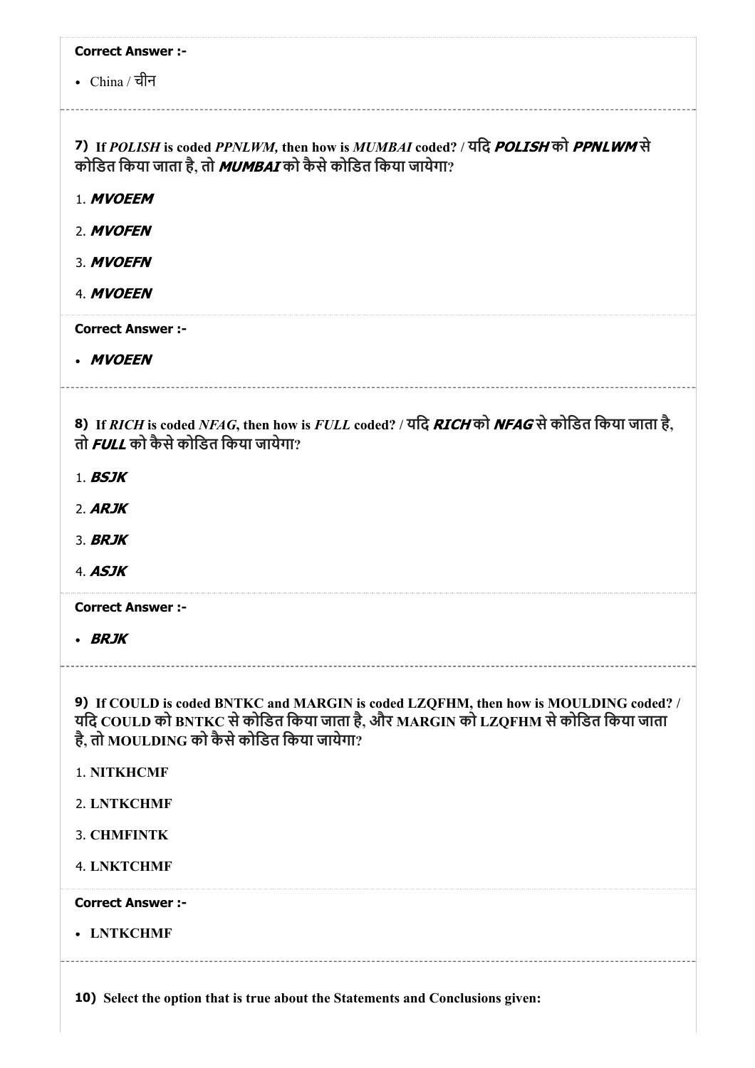**Correct Answer :-**

- China / चीन

**7)** If *POLISH* is coded *PPNLWM,* then how is *MUMBAI* coded? / यदि ***POLISH*** को ***PPNLWM*** से कोडित किया जाता है, तो ***MUMBAI*** को कैसे कोडित किया जायेगा?

1. ***MVOEEM***
2. ***MVOFEN***
3. ***MVOEFN***
4. ***MVOEEN***

**Correct Answer :-**

- ***MVOEEN***

**8)** If *RICH* is coded *NFAG*, then how is *FULL* coded? / यदि ***RICH*** को ***NFAG*** से कोडित किया जाता है, तो ***FULL*** को कैसे कोडित किया जायेगा?

1. ***BSJK***
2. ***ARJK***
3. ***BRJK***
4. ***ASJK***

**Correct Answer :-**

- ***BRJK***

**9)** If COULD is coded BNTKC and MARGIN is coded LZQFHM, then how is MOULDING coded? / यदि COULD को BNTKC से कोडित किया जाता है, और MARGIN को LZQFHM से कोडित किया जाता है, तो MOULDING को कैसे कोडित किया जायेगा?

1. NITKHCMF
2. LNTKCHMF
3. CHMFINTK
4. LNKTCHMF

**Correct Answer :-**

- LNTKCHMF

**10)** Select the option that is true about the Statements and Conclusions given: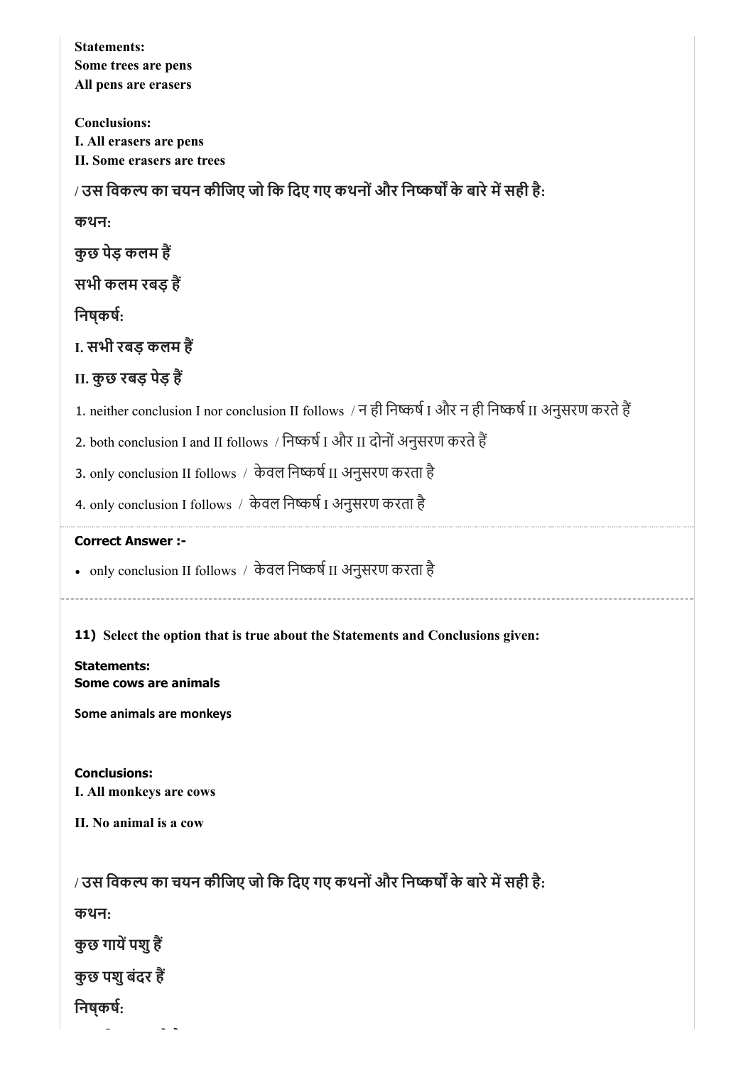**Statements:**
**Some trees are pens**
**All pens are erasers**

**Conclusions:**
**I. All erasers are pens**
**II. Some erasers are trees**

**/ उस विकल्प का चयन कीजिए जो कि दिए गए कथनों और निष्कर्षों के बारे में सही है:**

**कथन:**

**कुछ पेड़ कलम हैं**

**सभी कलम रबड़ हैं**

**निष्कर्ष:**

**I. सभी रबड़ कलम हैं**

**II. कुछ रबड़ पेड़ हैं**

1. neither conclusion I nor conclusion II follows / न ही निष्कर्ष I और न ही निष्कर्ष II अनुसरण करते हैं
2. both conclusion I and II follows / निष्कर्ष I और II दोनों अनुसरण करते हैं
3. only conclusion II follows / केवल निष्कर्ष II अनुसरण करता है
4. only conclusion I follows / केवल निष्कर्ष I अनुसरण करता है

**Correct Answer :-**

- only conclusion II follows / केवल निष्कर्ष II अनुसरण करता है

---

**11) Select the option that is true about the Statements and Conclusions given:**

**Statements:**
**Some cows are animals**

**Some animals are monkeys**

**Conclusions:**
**I. All monkeys are cows**

**II. No animal is a cow**

**/ उस विकल्प का चयन कीजिए जो कि दिए गए कथनों और निष्कर्षों के बारे में सही है:**

**कथन:**

**कुछ गायें पशु हैं**

**कुछ पशु बंदर हैं**

**निष्कर्ष:**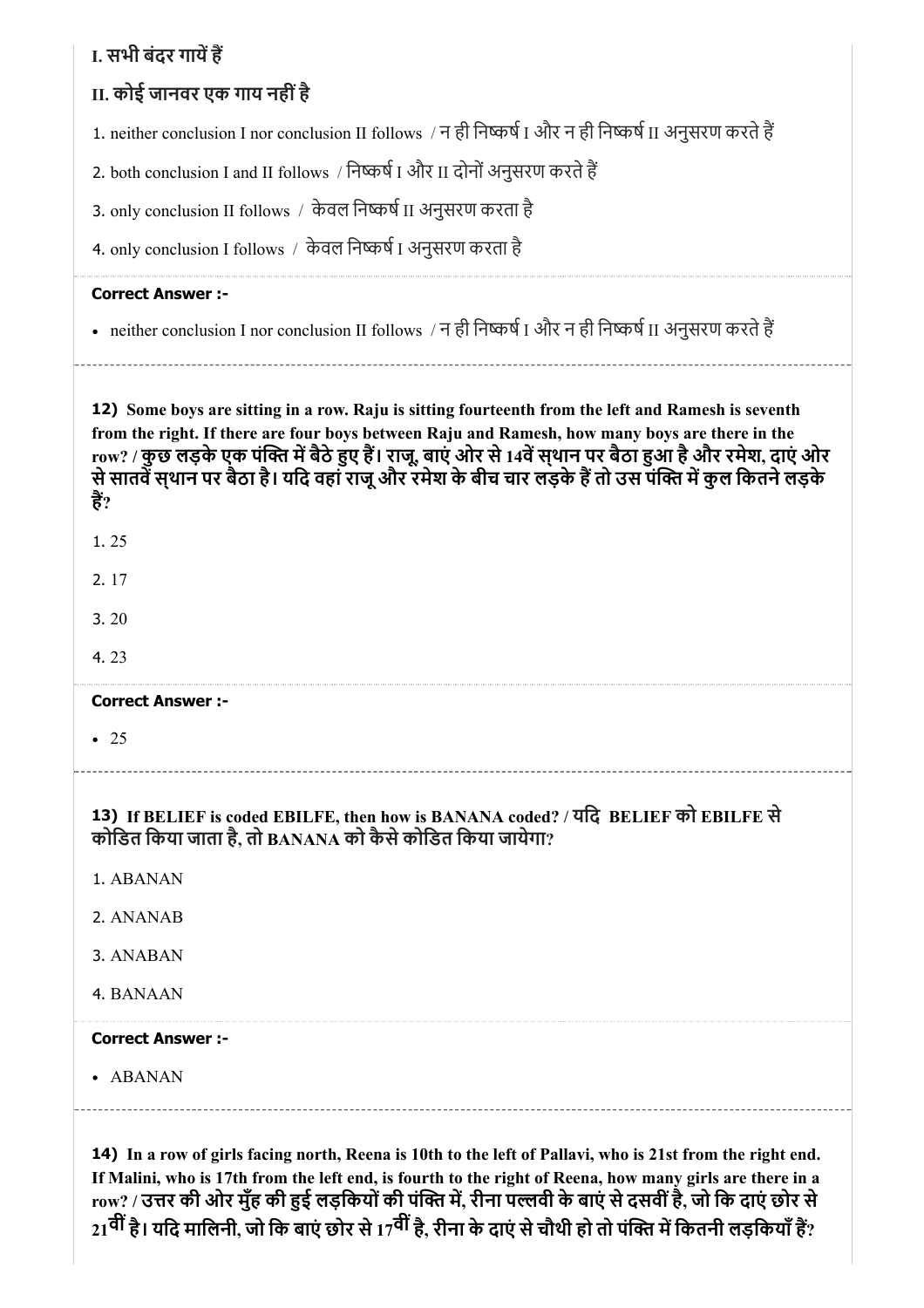**I. सभी बंदर गायें हैं**

**II. कोई जानवर एक गाय नहीं है**

1. neither conclusion I nor conclusion II follows / न ही निष्कर्ष I और न ही निष्कर्ष II अनुसरण करते हैं
2. both conclusion I and II follows / निष्कर्ष I और II दोनों अनुसरण करते हैं
3. only conclusion II follows / केवल निष्कर्ष II अनुसरण करता है
4. only conclusion I follows / केवल निष्कर्ष I अनुसरण करता है

**Correct Answer :-**

- neither conclusion I nor conclusion II follows / न ही निष्कर्ष I और न ही निष्कर्ष II अनुसरण करते हैं

---

**12) Some boys are sitting in a row. Raju is sitting fourteenth from the left and Ramesh is seventh from the right. If there are four boys between Raju and Ramesh, how many boys are there in the row? / कुछ लड़के एक पंक्ति में बैठे हुए हैं। राजू, बाएं ओर से 14वें स्थान पर बैठा हुआ है और रमेश, दाएं ओर से सातवें स्थान पर बैठा है। यदि वहां राजू और रमेश के बीच चार लड़के हैं तो उस पंक्ति में कुल कितने लड़के हैं?**

1. 25
2. 17
3. 20
4. 23

**Correct Answer :-**

- 25

---

**13) If BELIEF is coded EBILFE, then how is BANANA coded? / यदि BELIEF को EBILFE से कोडित किया जाता है, तो BANANA को कैसे कोडित किया जायेगा?**

1. ABANAN
2. ANANAB
3. ANABAN
4. BANAAN

**Correct Answer :-**

- ABANAN

---

**14) In a row of girls facing north, Reena is 10th to the left of Pallavi, who is 21st from the right end. If Malini, who is 17th from the left end, is fourth to the right of Reena, how many girls are there in a row? / उत्तर की ओर मुँह की हुई लड़कियों की पंक्ति में, रीना पल्लवी के बाएं से दसवीं है, जो कि दाएं छोर से 21वीं है। यदि मालिनी, जो कि बाएं छोर से 17वीं है, रीना के दाएं से चौथी हो तो पंक्ति में कितनी लड़कियाँ हैं?**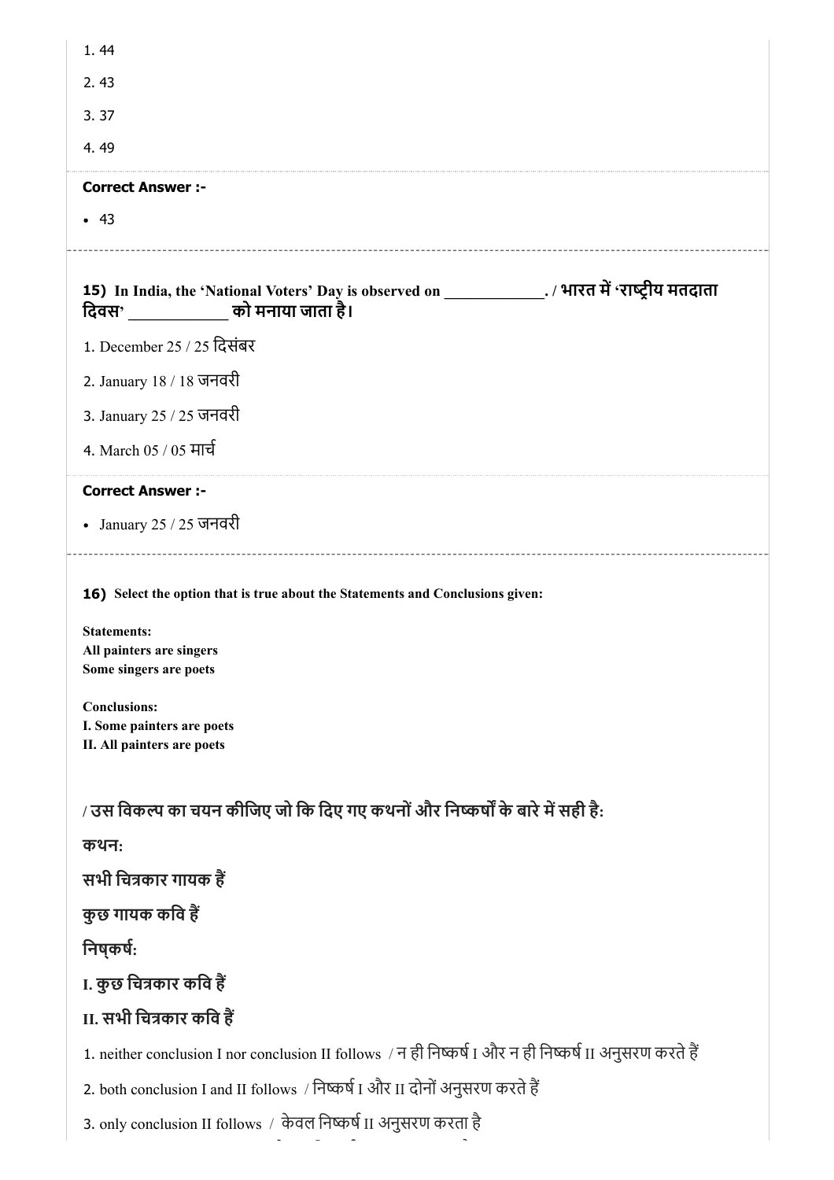1. 44

2. 43

3. 37

4. 49

**Correct Answer :-**

- 43

---

**15)** **In India, the 'National Voters' Day is observed on ____________. / भारत में 'राष्ट्रीय मतदाता दिवस' ____________ को मनाया जाता है।**

1. December 25 / 25 दिसंबर

2. January 18 / 18 जनवरी

3. January 25 / 25 जनवरी

4. March 05 / 05 मार्च

**Correct Answer :-**

- January 25 / 25 जनवरी

---

**16)** **Select the option that is true about the Statements and Conclusions given:**

**Statements:**
**All painters are singers**
**Some singers are poets**

**Conclusions:**
**I. Some painters are poets**
**II. All painters are poets**

**/ उस विकल्प का चयन कीजिए जो कि दिए गए कथनों और निष्कर्षों के बारे में सही है:**

**कथन:**

**सभी चित्रकार गायक हैं**

**कुछ गायक कवि हैं**

**निष्कर्ष:**

**I. कुछ चित्रकार कवि हैं**

**II. सभी चित्रकार कवि हैं**

1. neither conclusion I nor conclusion II follows / न ही निष्कर्ष I और न ही निष्कर्ष II अनुसरण करते हैं

2. both conclusion I and II follows / निष्कर्ष I और II दोनों अनुसरण करते हैं

3. only conclusion II follows / केवल निष्कर्ष II अनुसरण करता है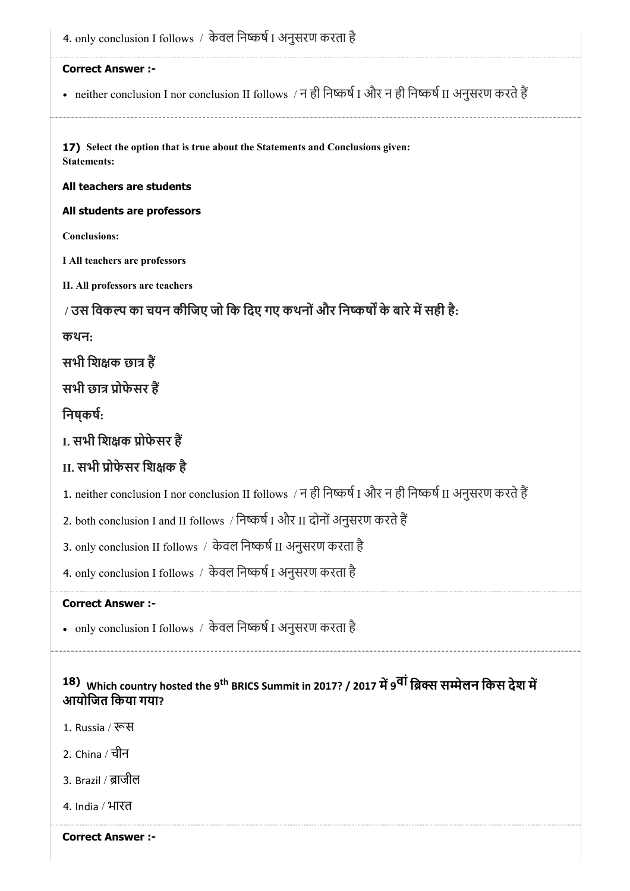4. only conclusion I follows / केवल निष्कर्ष I अनुसरण करता है

**Correct Answer :-**

- neither conclusion I nor conclusion II follows / न ही निष्कर्ष I और न ही निष्कर्ष II अनुसरण करते हैं

---

**17)** **Select the option that is true about the Statements and Conclusions given:**
**Statements:**

**All teachers are students**

**All students are professors**

**Conclusions:**

**I All teachers are professors**

**II. All professors are teachers**

**/ उस विकल्प का चयन कीजिए जो कि दिए गए कथनों और निष्कर्षों के बारे में सही है:**

**कथन:**

**सभी शिक्षक छात्र हैं**

**सभी छात्र प्रोफेसर हैं**

**निष्कर्ष:**

**I. सभी शिक्षक प्रोफेसर हैं**

**II. सभी प्रोफेसर शिक्षक है**

1. neither conclusion I nor conclusion II follows / न ही निष्कर्ष I और न ही निष्कर्ष II अनुसरण करते हैं

2. both conclusion I and II follows / निष्कर्ष I और II दोनों अनुसरण करते हैं

3. only conclusion II follows / केवल निष्कर्ष II अनुसरण करता है

4. only conclusion I follows / केवल निष्कर्ष I अनुसरण करता है

**Correct Answer :-**

- only conclusion I follows / केवल निष्कर्ष I अनुसरण करता है

---

**18)** **Which country hosted the 9th BRICS Summit in 2017? / 2017 में 9वां ब्रिक्स सम्मेलन किस देश में आयोजित किया गया?**

1. Russia / रूस

2. China / चीन

3. Brazil / ब्राजील

4. India / भारत

**Correct Answer :-**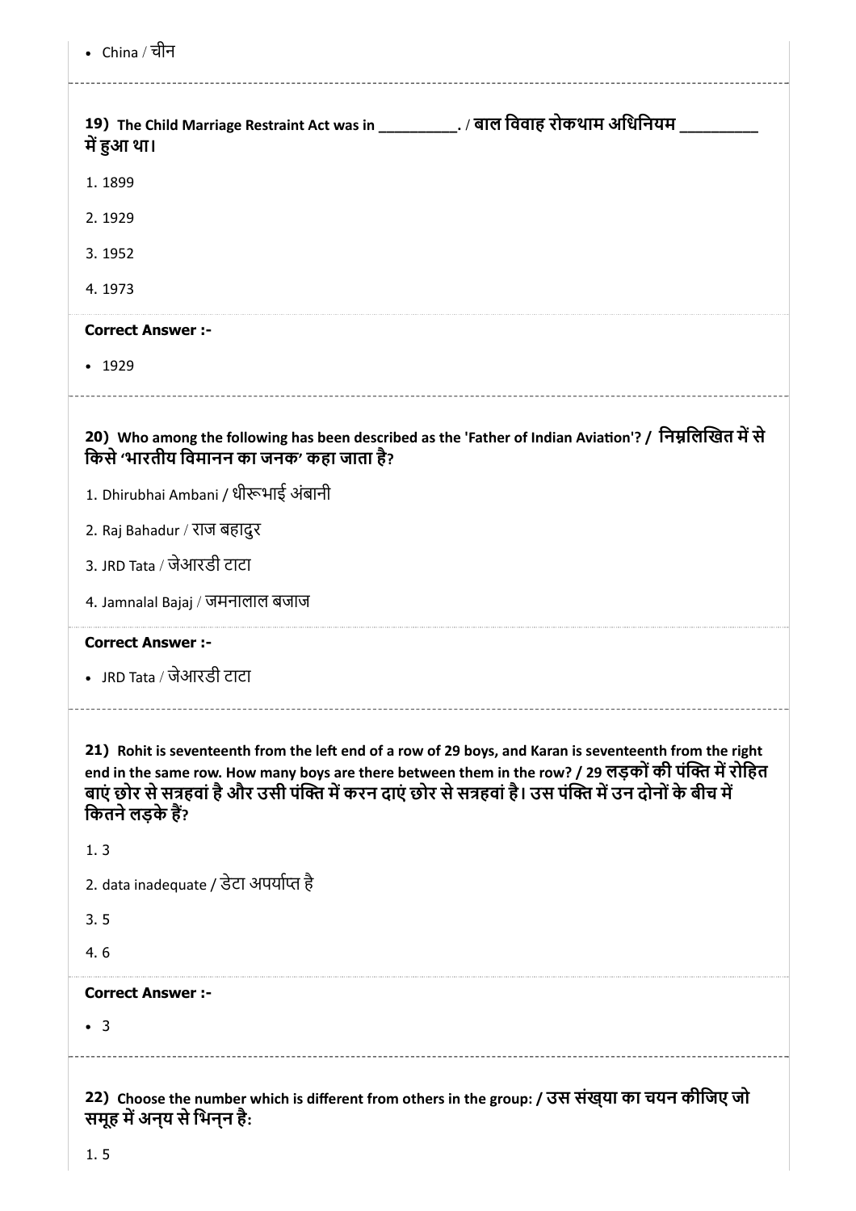- China / चीन

**19) The Child Marriage Restraint Act was in __________. / बाल विवाह रोकथाम अधिनियम __________ में हुआ था।**

1. 1899
2. 1929
3. 1952
4. 1973

**Correct Answer :-**

- 1929

**20) Who among the following has been described as the 'Father of Indian Aviation'? / निम्नलिखित में से किसे 'भारतीय विमानन का जनक' कहा जाता है?**

1. Dhirubhai Ambani / धीरूभाई अंबानी
2. Raj Bahadur / राज बहादुर
3. JRD Tata / जेआरडी टाटा
4. Jamnalal Bajaj / जमनालाल बजाज

**Correct Answer :-**

- JRD Tata / जेआरडी टाटा

**21) Rohit is seventeenth from the left end of a row of 29 boys, and Karan is seventeenth from the right end in the same row. How many boys are there between them in the row? / 29 लड़कों की पंक्ति में रोहित बाएं छोर से सत्रहवां है और उसी पंक्ति में करन दाएं छोर से सत्रहवां है। उस पंक्ति में उन दोनों के बीच में कितने लड़के हैं?**

1. 3
2. data inadequate / डेटा अपर्याप्त है
3. 5
4. 6

**Correct Answer :-**

- 3

**22) Choose the number which is different from others in the group: / उस संख्या का चयन कीजिए जो समूह में अन्य से भिन्न है:**

1. 5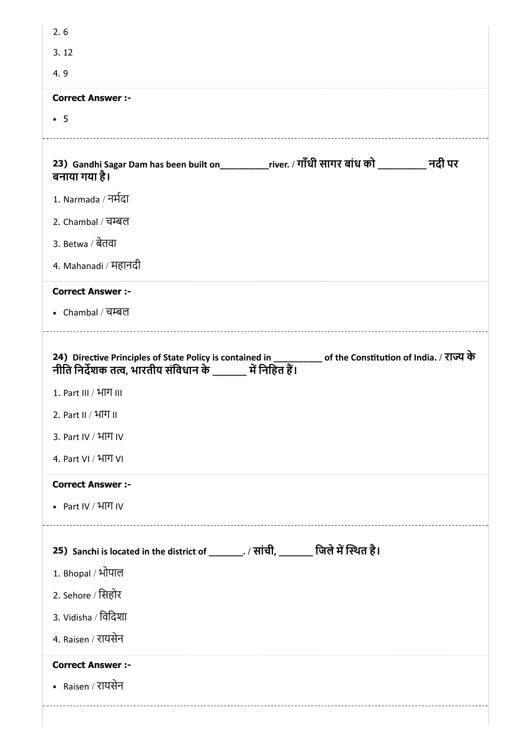2. 6

3. 12

4. 9

**Correct Answer :-**

- 5

**23) Gandhi Sagar Dam has been built on__________river. / गाँधी सागर बांध को __________ नदी पर बनाया गया है।**

1. Narmada / नर्मदा

2. Chambal / चम्बल

3. Betwa / बेतवा

4. Mahanadi / महानदी

**Correct Answer :-**

- Chambal / चम्बल

**24) Directive Principles of State Policy is contained in __________ of the Constitution of India. / राज्य के नीति निर्देशक तत्व, भारतीय संविधान के _______ में निहित हैं।**

1. Part III / भाग III

2. Part II / भाग II

3. Part IV / भाग IV

4. Part VI / भाग VI

**Correct Answer :-**

- Part IV / भाग IV

**25) Sanchi is located in the district of _______. / सांची, _______ जिले में स्थित है।**

1. Bhopal / भोपाल

2. Sehore / सिहोर

3. Vidisha / विदिशा

4. Raisen / रायसेन

**Correct Answer :-**

- Raisen / रायसेन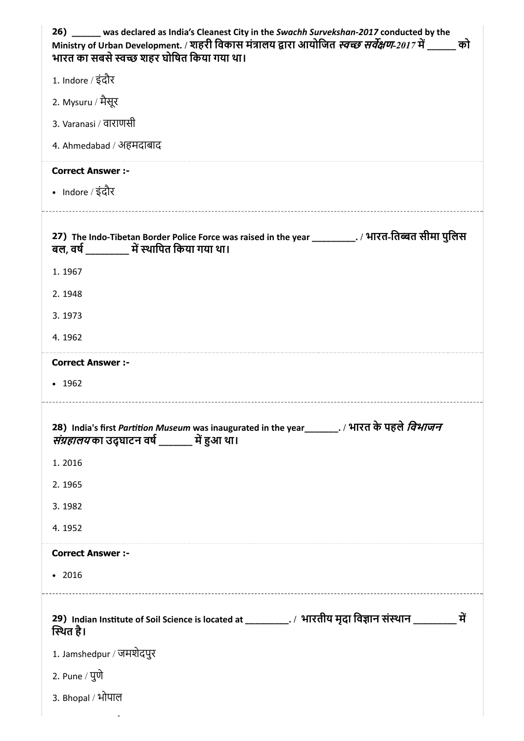**26) ______ was declared as India's Cleanest City in the *Swachh Survekshan-2017* conducted by the Ministry of Urban Development. / शहरी विकास मंत्रालय द्वारा आयोजित *स्वच्छ सर्वेक्षण-2017* में ______ को भारत का सबसे स्वच्छ शहर घोषित किया गया था।**

1. Indore / इंदौर
2. Mysuru / मैसूर
3. Varanasi / वाराणसी
4. Ahmedabad / अहमदाबाद

**Correct Answer :-**

- Indore / इंदौर

---

**27) The Indo-Tibetan Border Police Force was raised in the year _________. / भारत-तिब्बत सीमा पुलिस बल, वर्ष ________ में स्थापित किया गया था।**

1. 1967
2. 1948
3. 1973
4. 1962

**Correct Answer :-**

- 1962

---

**28) India's first *Partition Museum* was inaugurated in the year_______. / भारत के पहले *विभाजन संग्रहालय* का उद्घाटन वर्ष ______ में हुआ था।**

1. 2016
2. 1965
3. 1982
4. 1952

**Correct Answer :-**

- 2016

---

**29) Indian Institute of Soil Science is located at _________. / भारतीय मृदा विज्ञान संस्थान ________ में स्थित है।**

1. Jamshedpur / जमशेदपुर
2. Pune / पुणे
3. Bhopal / भोपाल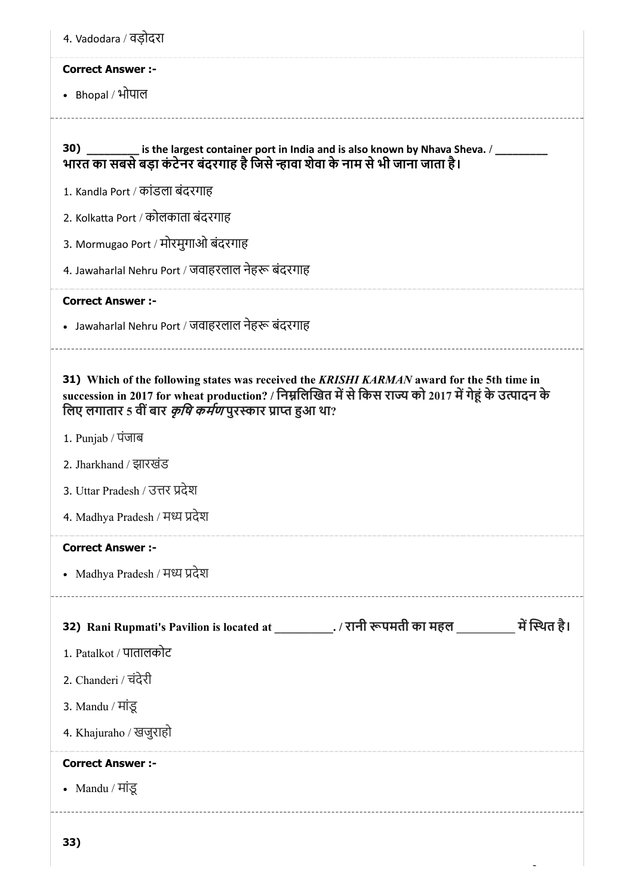4. Vadodara / वड़ोदरा

**Correct Answer :-**

- Bhopal / भोपाल

**30) _________ is the largest container port in India and is also known by Nhava Sheva. / _________ भारत का सबसे बड़ा कंटेनर बंदरगाह है जिसे न्हावा शेवा के नाम से भी जाना जाता है।**

1. Kandla Port / कांडला बंदरगाह
2. Kolkatta Port / कोलकाता बंदरगाह
3. Mormugao Port / मोरमुगाओ बंदरगाह
4. Jawaharlal Nehru Port / जवाहरलाल नेहरू बंदरगाह

**Correct Answer :-**

- Jawaharlal Nehru Port / जवाहरलाल नेहरू बंदरगाह

**31) Which of the following states was received the *KRISHI KARMAN* award for the 5th time in succession in 2017 for wheat production? / निम्नलिखित में से किस राज्य को 2017 में गेहूं के उत्पादन के लिए लगातार 5 वीं बार *कृषि कर्मण* पुरस्कार प्राप्त हुआ था?**

1. Punjab / पंजाब
2. Jharkhand / झारखंड
3. Uttar Pradesh / उत्तर प्रदेश
4. Madhya Pradesh / मध्य प्रदेश

**Correct Answer :-**

- Madhya Pradesh / मध्य प्रदेश

**32) Rani Rupmati's Pavilion is located at _________. / रानी रूपमती का महल _________ में स्थित है।**

1. Patalkot / पातालकोट
2. Chanderi / चंदेरी
3. Mandu / मांडू
4. Khajuraho / खजुराहो

**Correct Answer :-**

- Mandu / मांडू

**33)**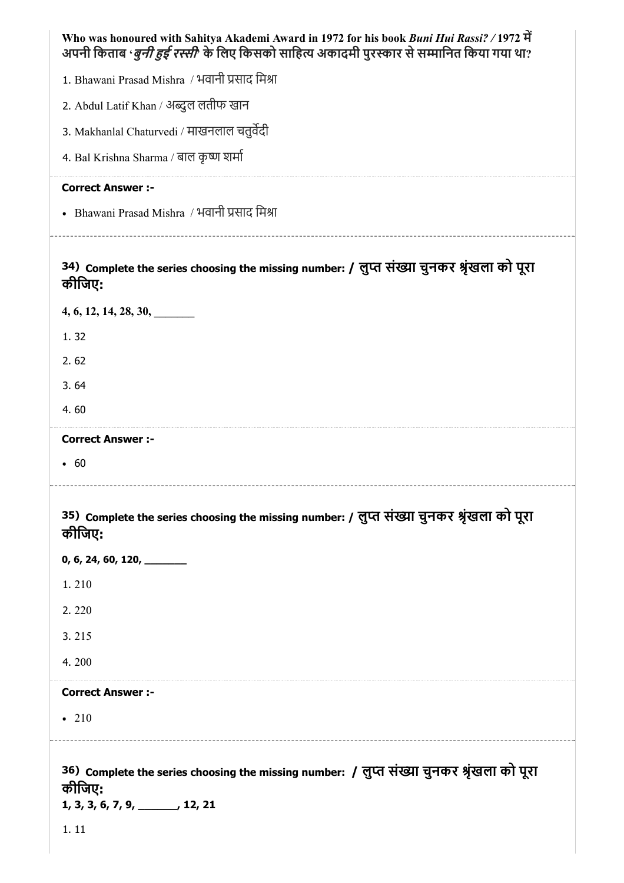**Who was honoured with Sahitya Akademi Award in 1972 for his book *Buni Hui Rassi? /* 1972 में अपनी किताब '*बुनी हुई रस्सी*' के लिए किसको साहित्य अकादमी पुरस्कार से सम्मानित किया गया था?**

1. Bhawani Prasad Mishra / भवानी प्रसाद मिश्रा
2. Abdul Latif Khan / अब्दुल लतीफ खान
3. Makhanlal Chaturvedi / माखनलाल चतुर्वेदी
4. Bal Krishna Sharma / बाल कृष्ण शर्मा

**Correct Answer :-**

- Bhawani Prasad Mishra / भवानी प्रसाद मिश्रा

---

**34) Complete the series choosing the missing number: / लुप्त संख्या चुनकर श्रृंखला को पूरा कीजिए:**

**4, 6, 12, 14, 28, 30, _______**

1. 32
2. 62
3. 64
4. 60

**Correct Answer :-**

- 60

---

**35) Complete the series choosing the missing number: / लुप्त संख्या चुनकर श्रृंखला को पूरा कीजिए:**

**0, 6, 24, 60, 120, _______**

1. 210
2. 220
3. 215
4. 200

**Correct Answer :-**

- 210

---

**36) Complete the series choosing the missing number: / लुप्त संख्या चुनकर श्रृंखला को पूरा कीजिए:**

**1, 3, 3, 6, 7, 9, _______, 12, 21**

1. 11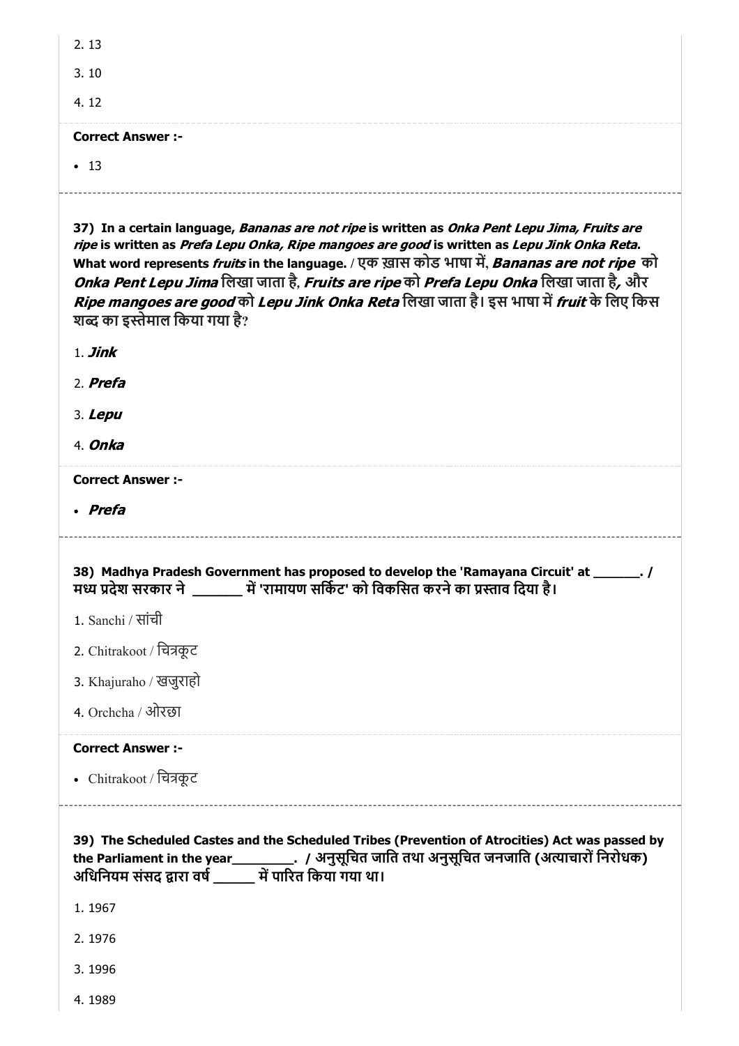2. 13

3. 10

4. 12

**Correct Answer :-**

- 13

---

**37) In a certain language, *Bananas are not ripe* is written as *Onka Pent Lepu Jima, Fruits are ripe* is written as *Prefa Lepu Onka, Ripe mangoes are good* is written as *Lepu Jink Onka Reta*. What word represents *fruits* in the language. / एक ख़ास कोड भाषा में, *Bananas are not ripe* को *Onka Pent Lepu Jima* लिखा जाता है, *Fruits are ripe* को *Prefa Lepu Onka* लिखा जाता है, और *Ripe mangoes are good* को *Lepu Jink Onka Reta* लिखा जाता है। इस भाषा में *fruit* के लिए किस शब्द का इस्तेमाल किया गया है?**

1. ***Jink***

2. ***Prefa***

3. ***Lepu***

4. ***Onka***

**Correct Answer :-**

- ***Prefa***

---

**38) Madhya Pradesh Government has proposed to develop the 'Ramayana Circuit' at ______. / मध्य प्रदेश सरकार ने ______ में 'रामायण सर्किट' को विकसित करने का प्रस्ताव दिया है।**

1. Sanchi / सांची

2. Chitrakoot / चित्रकूट

3. Khajuraho / खजुराहो

4. Orchcha / ओरछा

**Correct Answer :-**

- Chitrakoot / चित्रकूट

---

**39) The Scheduled Castes and the Scheduled Tribes (Prevention of Atrocities) Act was passed by the Parliament in the year________. / अनुसूचित जाति तथा अनुसूचित जनजाति (अत्याचारों निरोधक) अधिनियम संसद द्वारा वर्ष ______ में पारित किया गया था।**

1. 1967

2. 1976

3. 1996

4. 1989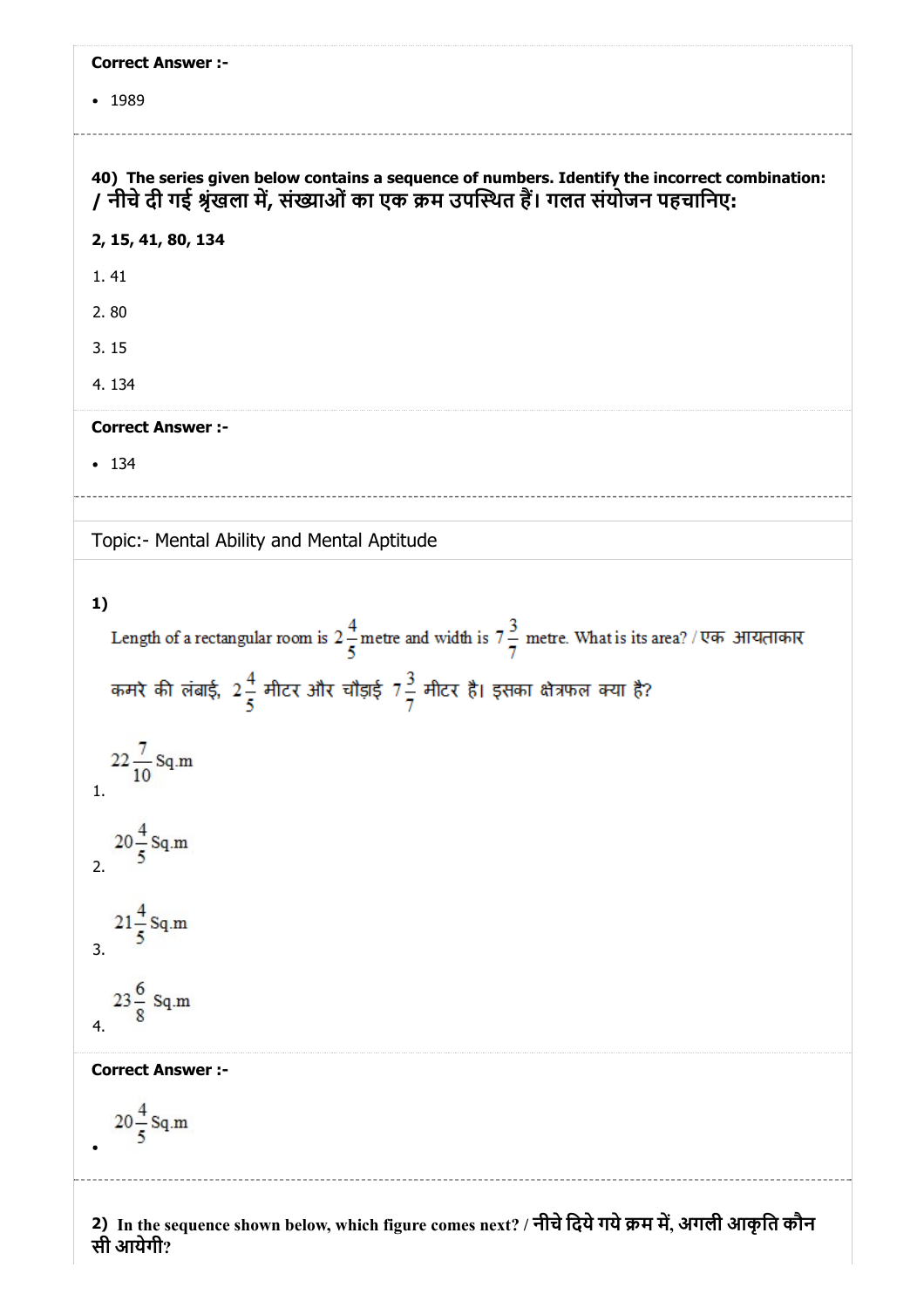**Correct Answer :-**

- 1989

---

**40) The series given below contains a sequence of numbers. Identify the incorrect combination: / नीचे दी गई श्रृंखला में, संख्याओं का एक क्रम उपस्थित हैं। गलत संयोजन पहचानिए:**

**2, 15, 41, 80, 134**

1. 41
2. 80
3. 15
4. 134

**Correct Answer :-**

- 134

---

Topic:- Mental Ability and Mental Aptitude

**1)**

Length of a rectangular room is $2\frac{4}{5}$ metre and width is $7\frac{3}{7}$ metre. What is its area? / एक आयताकार कमरे की लंबाई, $2\frac{4}{5}$ मीटर और चौड़ाई $7\frac{3}{7}$ मीटर है। इसका क्षेत्रफल क्या है?

1. $22\frac{7}{10}$ Sq.m
2. $20\frac{4}{5}$ Sq.m
3. $21\frac{4}{5}$ Sq.m
4. $23\frac{6}{8}$ Sq.m

**Correct Answer :-**

- $20\frac{4}{5}$ Sq.m

---

**2) In the sequence shown below, which figure comes next? / नीचे दिये गये क्रम में, अगली आकृति कौन सी आयेगी?**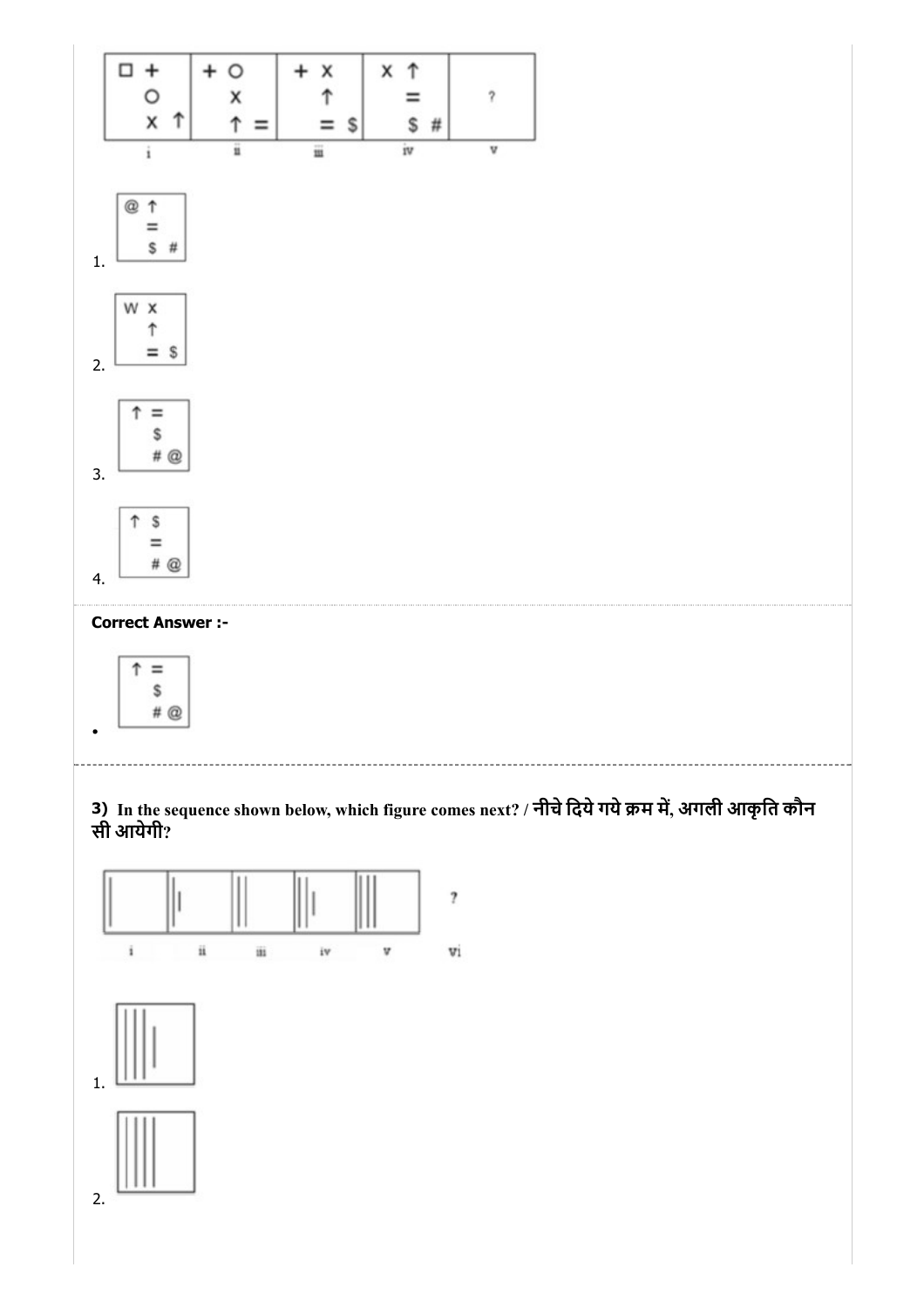| □ + ○ × ↑ | + ○ × ↑ = | + × ↑ = $ | × ↑ = $ # | ? |
|---|---|---|---|---|
| i | ii | iii | iv | v |

1. @ ↑ = $ #

2. W × ↑ = $

3. ↑ = $ # @

4. ↑ $ = # @

**Correct Answer :-**

- ↑ = $ # @

---

**3)** In the sequence shown below, which figure comes next? / नीचे दिये गये क्रम में, अगली आकृति कौन सी आयेगी?

| i | ii | iii | iv | v | vi |
|---|---|---|---|---|---|
| &#124; | &#124; &#124; | &#124;&#124; | &#124;&#124; &#124; | &#124;&#124;&#124; | ? |

1. 

2.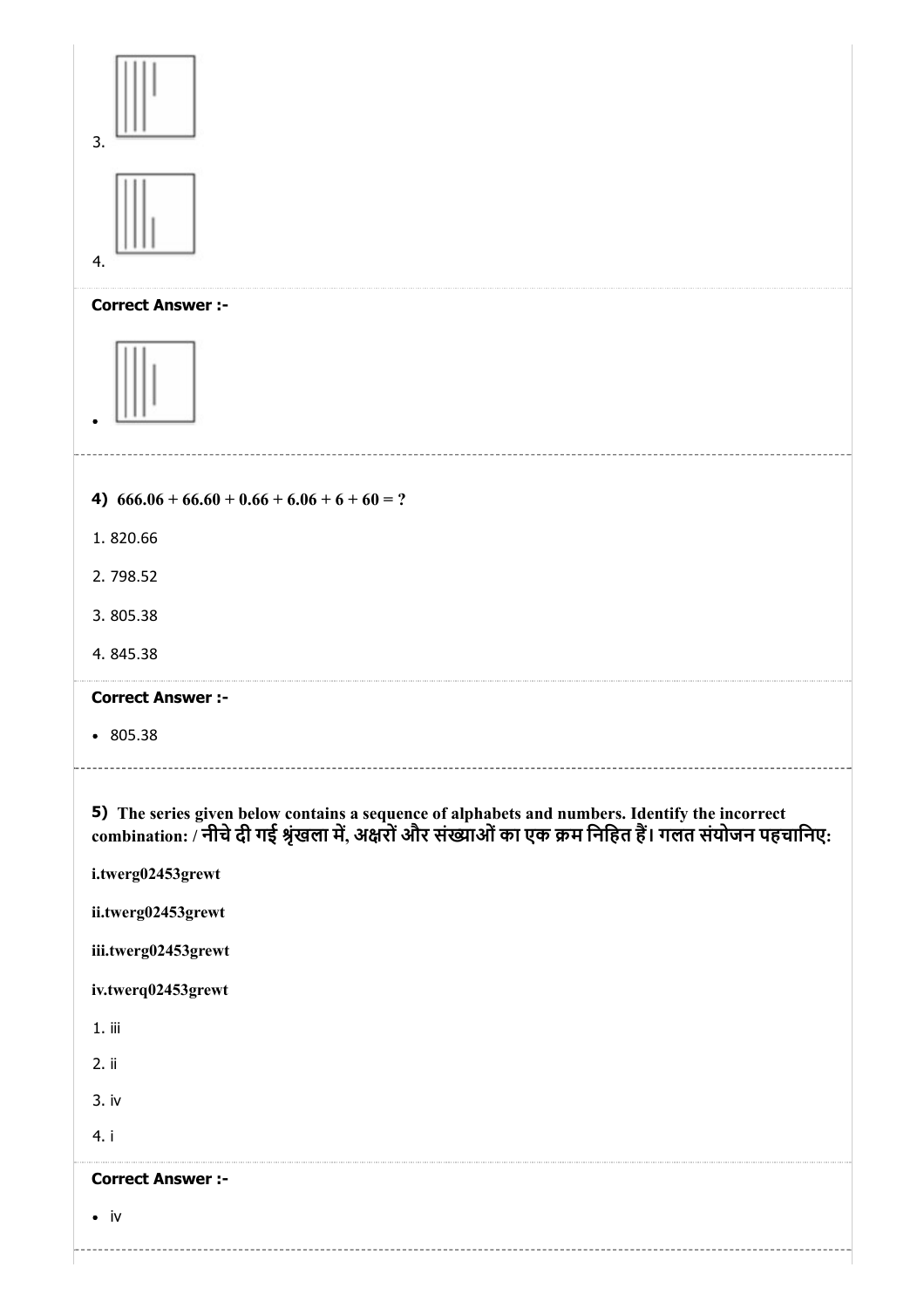3.

4.

**Correct Answer :-**

- 

4) $666.06 + 66.60 + 0.66 + 6.06 + 6 + 60 = ?$

1. 820.66

2. 798.52

3. 805.38

4. 845.38

**Correct Answer :-**

- 805.38

5) **The series given below contains a sequence of alphabets and numbers. Identify the incorrect combination: / नीचे दी गई श्रृंखला में, अक्षरों और संख्याओं का एक क्रम निहित हैं। गलत संयोजन पहचानिए:**

**i.twerg02453grewt**

**ii.twerg02453grewt**

**iii.twerg02453grewt**

**iv.twerq02453grewt**

1. iii

2. ii

3. iv

4. i

**Correct Answer :-**

- iv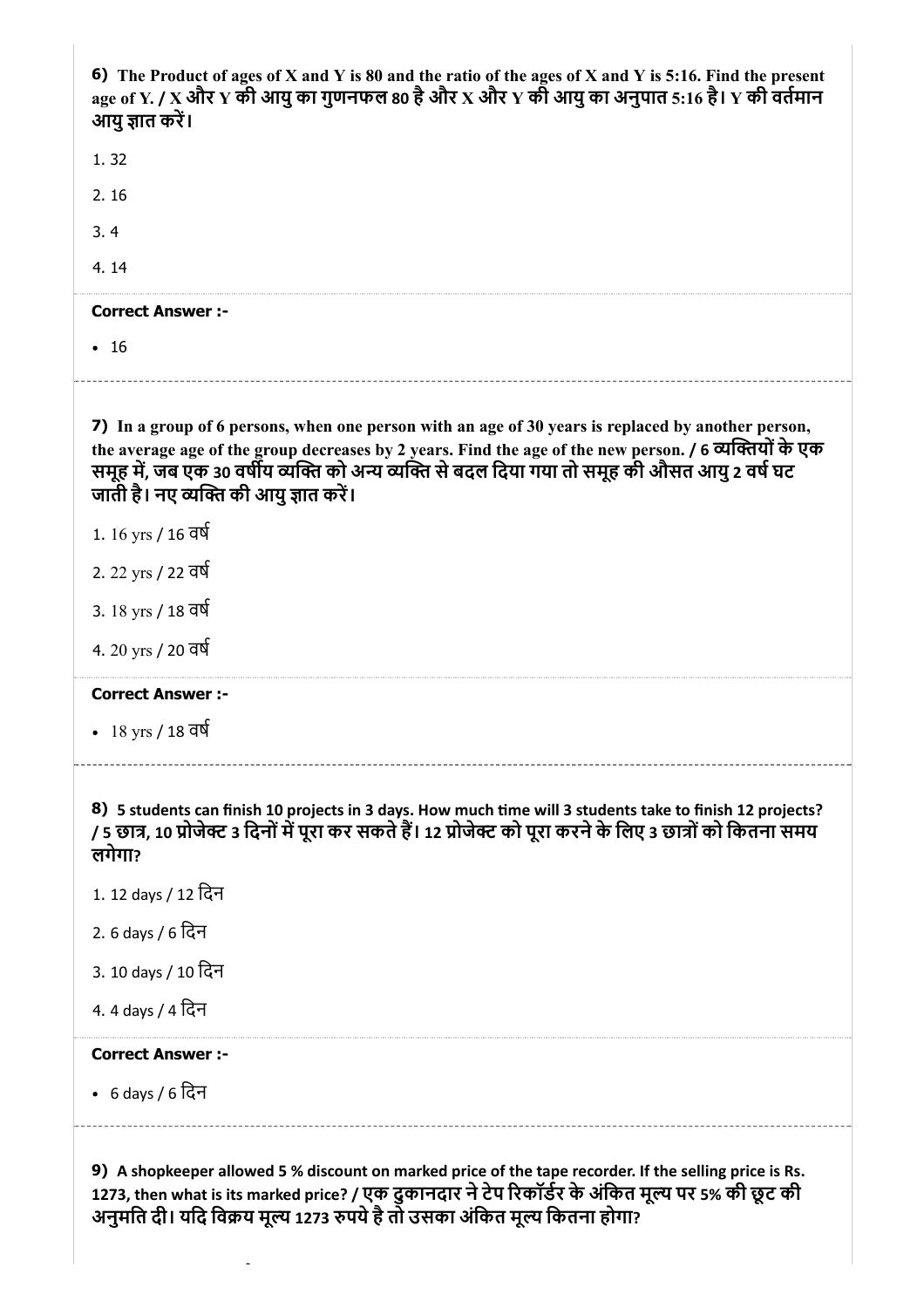**6)** The Product of ages of X and Y is 80 and the ratio of the ages of X and Y is 5:16. Find the present age of Y. / X और Y की आयु का गुणनफल 80 है और X और Y की आयु का अनुपात 5:16 है। Y की वर्तमान आयु ज्ञात करें।

1. 32
2. 16
3. 4
4. 14

**Correct Answer :-**

- 16

---

**7)** In a group of 6 persons, when one person with an age of 30 years is replaced by another person, the average age of the group decreases by 2 years. Find the age of the new person. / 6 व्यक्तियों के एक समूह में, जब एक 30 वर्षीय व्यक्ति को अन्य व्यक्ति से बदल दिया गया तो समूह की औसत आयु 2 वर्ष घट जाती है। नए व्यक्ति की आयु ज्ञात करें।

1. 16 yrs / 16 वर्ष
2. 22 yrs / 22 वर्ष
3. 18 yrs / 18 वर्ष
4. 20 yrs / 20 वर्ष

**Correct Answer :-**

- 18 yrs / 18 वर्ष

---

**8)** 5 students can finish 10 projects in 3 days. How much time will 3 students take to finish 12 projects? / 5 छात्र, 10 प्रोजेक्ट 3 दिनों में पूरा कर सकते हैं। 12 प्रोजेक्ट को पूरा करने के लिए 3 छात्रों को कितना समय लगेगा?

1. 12 days / 12 दिन
2. 6 days / 6 दिन
3. 10 days / 10 दिन
4. 4 days / 4 दिन

**Correct Answer :-**

- 6 days / 6 दिन

---

**9)** A shopkeeper allowed 5 % discount on marked price of the tape recorder. If the selling price is Rs. 1273, then what is its marked price? / एक दुकानदार ने टेप रिकॉर्डर के अंकित मूल्य पर 5% की छूट की अनुमति दी। यदि विक्रय मूल्य 1273 रुपये है तो उसका अंकित मूल्य कितना होगा?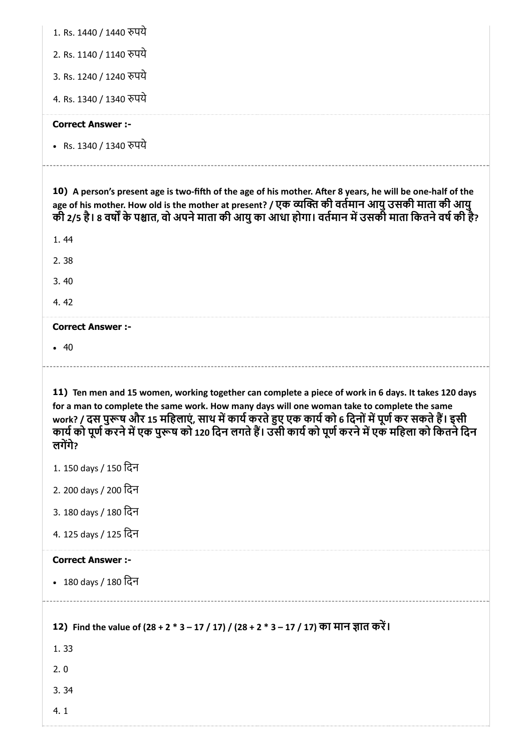1. Rs. 1440 / 1440 रुपये

2. Rs. 1140 / 1140 रुपये

3. Rs. 1240 / 1240 रुपये

4. Rs. 1340 / 1340 रुपये

**Correct Answer :-**

- Rs. 1340 / 1340 रुपये

---

**10) A person's present age is two-fifth of the age of his mother. After 8 years, he will be one-half of the age of his mother. How old is the mother at present? / एक व्यक्ति की वर्तमान आयु उसकी माता की आयु की 2/5 है। 8 वर्षों के पश्चात, वो अपने माता की आयु का आधा होगा। वर्तमान में उसकी माता कितने वर्ष की है?**

1. 44

2. 38

3. 40

4. 42

**Correct Answer :-**

- 40

---

**11) Ten men and 15 women, working together can complete a piece of work in 6 days. It takes 120 days for a man to complete the same work. How many days will one woman take to complete the same work? / दस पुरूष और 15 महिलाएं, साथ में कार्य करते हुए एक कार्य को 6 दिनों में पूर्ण कर सकते हैं। इसी कार्य को पूर्ण करने में एक पुरूष को 120 दिन लगते हैं। उसी कार्य को पूर्ण करने में एक महिला को कितने दिन लगेंगे?**

1. 150 days / 150 दिन

2. 200 days / 200 दिन

3. 180 days / 180 दिन

4. 125 days / 125 दिन

**Correct Answer :-**

- 180 days / 180 दिन

---

**12) Find the value of (28 + 2 * 3 – 17 / 17) / (28 + 2 * 3 – 17 / 17) का मान ज्ञात करें।**

1. 33

2. 0

3. 34

4. 1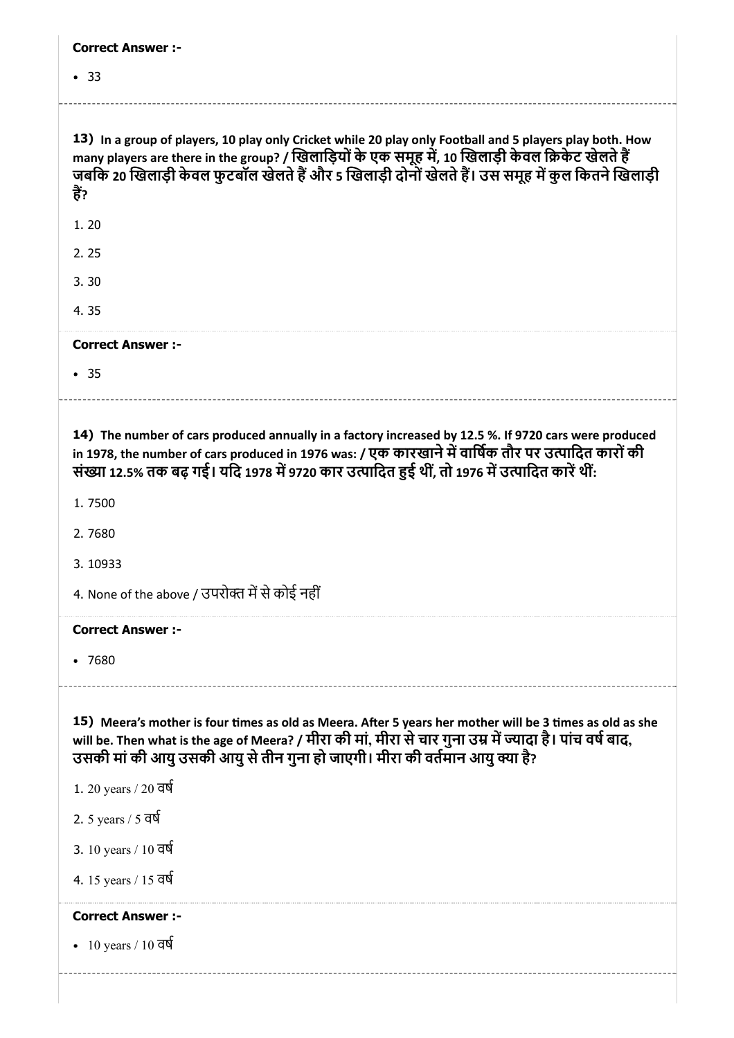**Correct Answer :-**

- 33

13) **In a group of players, 10 play only Cricket while 20 play only Football and 5 players play both. How many players are there in the group? / खिलाड़ियों के एक समूह में, 10 खिलाड़ी केवल क्रिकेट खेलते हैं जबकि 20 खिलाड़ी केवल फुटबॉल खेलते हैं और 5 खिलाड़ी दोनों खेलते हैं। उस समूह में कुल कितने खिलाड़ी हैं?**

1. 20

2. 25

3. 30

4. 35

**Correct Answer :-**

- 35

14) **The number of cars produced annually in a factory increased by 12.5 %. If 9720 cars were produced in 1978, the number of cars produced in 1976 was: / एक कारखाने में वार्षिक तौर पर उत्पादित कारों की संख्या 12.5% तक बढ़ गई। यदि 1978 में 9720 कार उत्पादित हुई थीं, तो 1976 में उत्पादित कारें थीं:**

1. 7500

2. 7680

3. 10933

4. None of the above / उपरोक्त में से कोई नहीं

**Correct Answer :-**

- 7680

15) **Meera's mother is four times as old as Meera. After 5 years her mother will be 3 times as old as she will be. Then what is the age of Meera? / मीरा की मां, मीरा से चार गुना उम्र में ज्यादा है। पांच वर्ष बाद, उसकी मां की आयु उसकी आयु से तीन गुना हो जाएगी। मीरा की वर्तमान आयु क्या है?**

1. 20 years / 20 वर्ष

2. 5 years / 5 वर्ष

3. 10 years / 10 वर्ष

4. 15 years / 15 वर्ष

**Correct Answer :-**

- 10 years / 10 वर्ष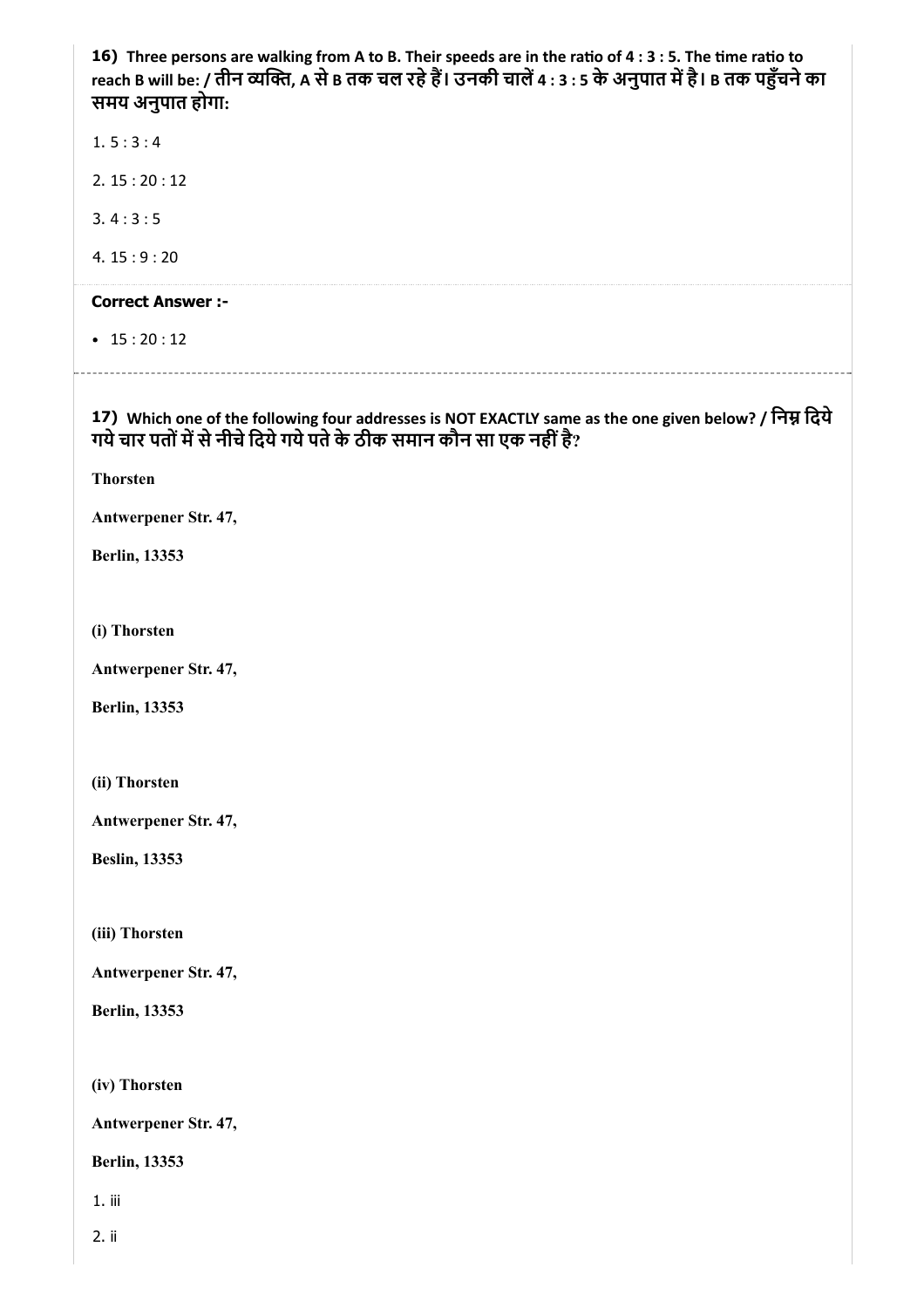**16)** Three persons are walking from A to B. Their speeds are in the ratio of 4 : 3 : 5. The time ratio to reach B will be: / **तीन व्यक्ति, A से B तक चल रहे हैं। उनकी चालें 4 : 3 : 5 के अनुपात में है। B तक पहुँचने का समय अनुपात होगा:**

1. 5 : 3 : 4
2. 15 : 20 : 12
3. 4 : 3 : 5
4. 15 : 9 : 20

**Correct Answer :-**

- 15 : 20 : 12

---

**17)** Which one of the following four addresses is NOT EXACTLY same as the one given below? / **निम्न दिये गये चार पतों में से नीचे दिये गये पते के ठीक समान कौन सा एक नहीं है?**

**Thorsten**

**Antwerpener Str. 47,**

**Berlin, 13353**

**(i) Thorsten**

**Antwerpener Str. 47,**

**Berlin, 13353**

**(ii) Thorsten**

**Antwerpener Str. 47,**

**Beslin, 13353**

**(iii) Thorsten**

**Antwerpener Str. 47,**

**Berlin, 13353**

**(iv) Thorsten**

**Antwerpener Str. 47,**

**Berlin, 13353**

1. iii
2. ii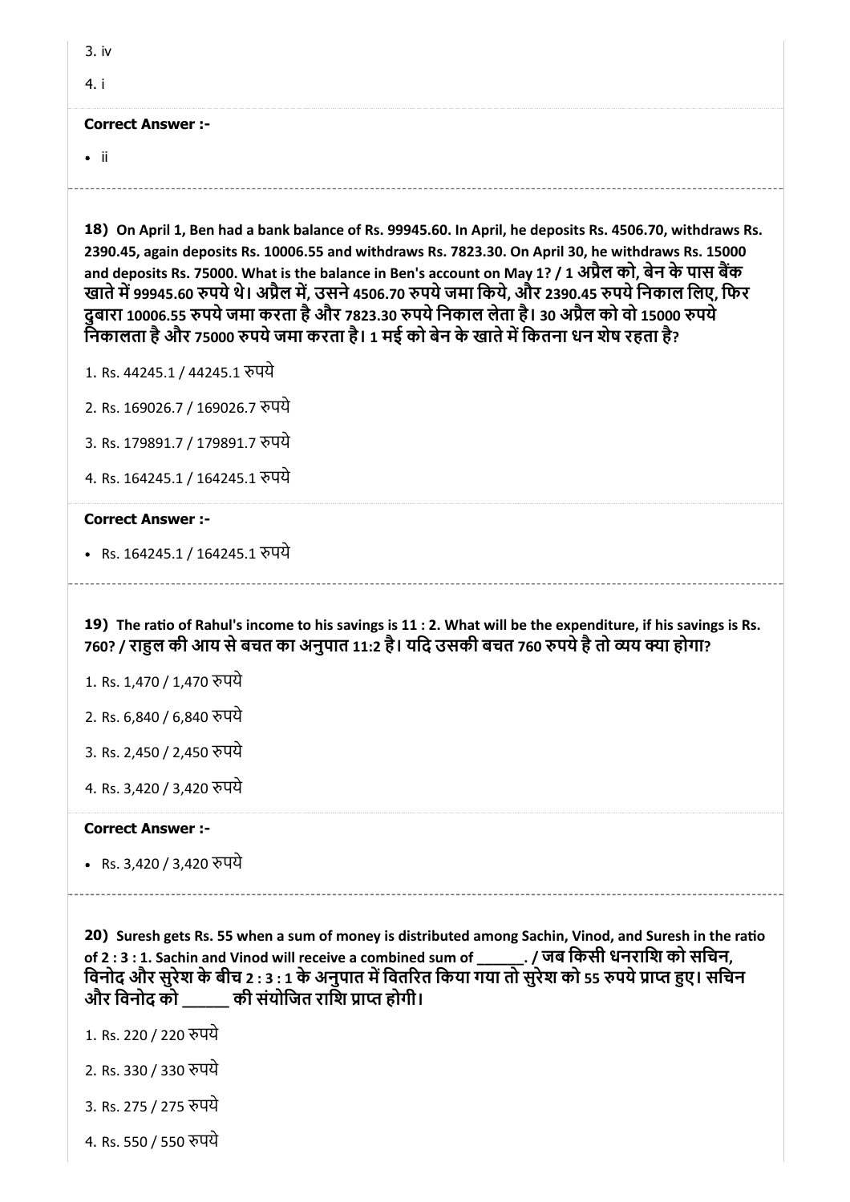3. iv

4. i

**Correct Answer :-**

- ii

---

**18)** **On April 1, Ben had a bank balance of Rs. 99945.60. In April, he deposits Rs. 4506.70, withdraws Rs. 2390.45, again deposits Rs. 10006.55 and withdraws Rs. 7823.30. On April 30, he withdraws Rs. 15000 and deposits Rs. 75000. What is the balance in Ben's account on May 1? / 1 अप्रैल को, बेन के पास बैंक खाते में 99945.60 रुपये थे। अप्रैल में, उसने 4506.70 रुपये जमा किये, और 2390.45 रुपये निकाल लिए, फिर दुबारा 10006.55 रुपये जमा करता है और 7823.30 रुपये निकाल लेता है। 30 अप्रैल को वो 15000 रुपये निकालता है और 75000 रुपये जमा करता है। 1 मई को बेन के खाते में कितना धन शेष रहता है?**

1. Rs. 44245.1 / 44245.1 रुपये

2. Rs. 169026.7 / 169026.7 रुपये

3. Rs. 179891.7 / 179891.7 रुपये

4. Rs. 164245.1 / 164245.1 रुपये

**Correct Answer :-**

- Rs. 164245.1 / 164245.1 रुपये

---

**19)** **The ratio of Rahul's income to his savings is 11 : 2. What will be the expenditure, if his savings is Rs. 760? / राहुल की आय से बचत का अनुपात 11:2 है। यदि उसकी बचत 760 रुपये है तो व्यय क्या होगा?**

1. Rs. 1,470 / 1,470 रुपये

2. Rs. 6,840 / 6,840 रुपये

3. Rs. 2,450 / 2,450 रुपये

4. Rs. 3,420 / 3,420 रुपये

**Correct Answer :-**

- Rs. 3,420 / 3,420 रुपये

---

**20)** **Suresh gets Rs. 55 when a sum of money is distributed among Sachin, Vinod, and Suresh in the ratio of 2 : 3 : 1. Sachin and Vinod will receive a combined sum of ______. / जब किसी धनराशि को सचिन, विनोद और सुरेश के बीच 2 : 3 : 1 के अनुपात में वितरित किया गया तो सुरेश को 55 रुपये प्राप्त हुए। सचिन और विनोद को ______ की संयोजित राशि प्राप्त होगी।**

1. Rs. 220 / 220 रुपये

2. Rs. 330 / 330 रुपये

3. Rs. 275 / 275 रुपये

4. Rs. 550 / 550 रुपये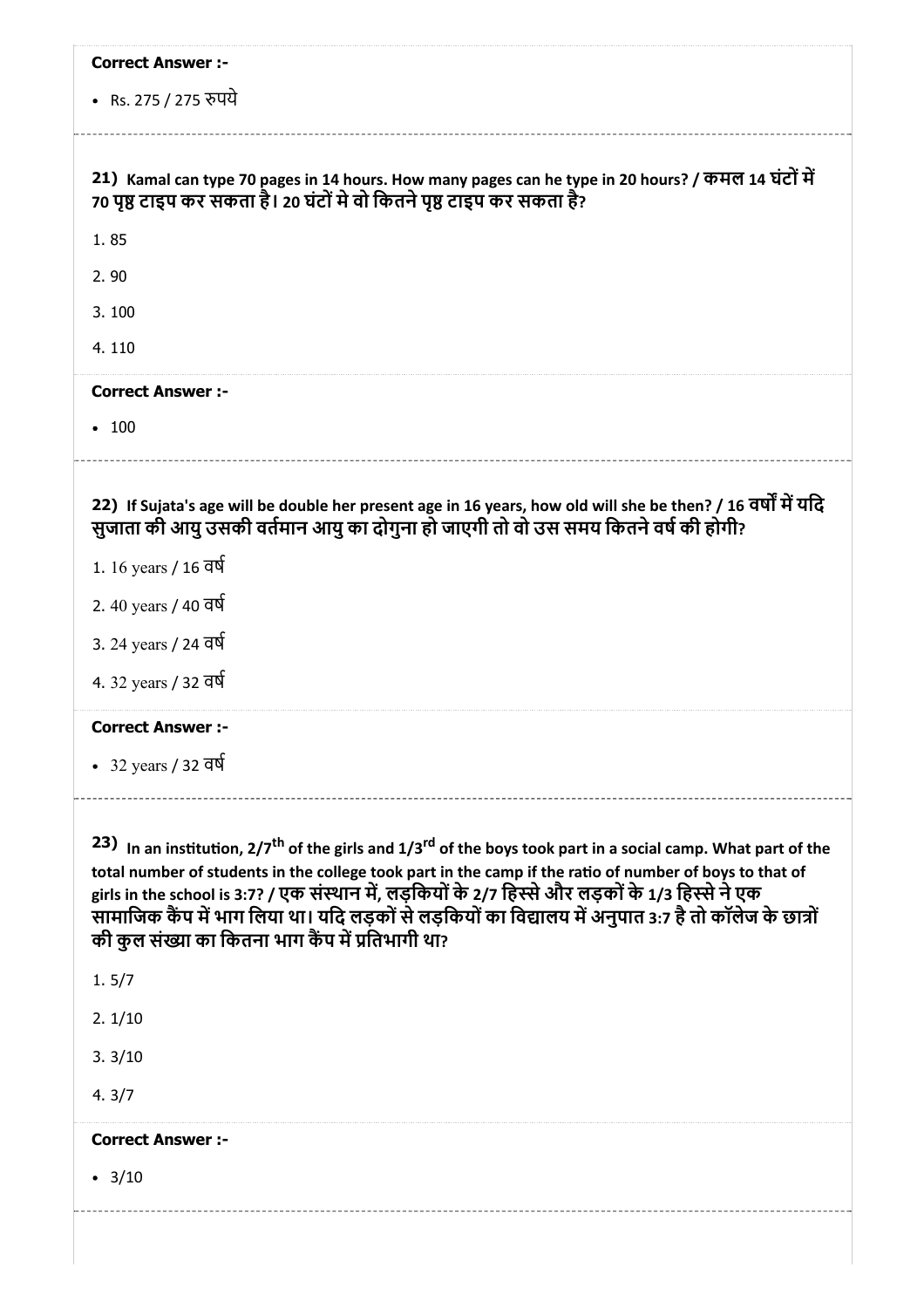**Correct Answer :-**

- Rs. 275 / 275 रुपये

**21)** **Kamal can type 70 pages in 14 hours. How many pages can he type in 20 hours? / कमल 14 घंटों में 70 पृष्ठ टाइप कर सकता है। 20 घंटों मे वो कितने पृष्ठ टाइप कर सकता है?**

1. 85

2. 90

3. 100

4. 110

**Correct Answer :-**

- 100

**22)** **If Sujata's age will be double her present age in 16 years, how old will she be then? / 16 वर्षों में यदि सुजाता की आयु उसकी वर्तमान आयु का दोगुना हो जाएगी तो वो उस समय कितने वर्ष की होगी?**

1. 16 years / 16 वर्ष

2. 40 years / 40 वर्ष

3. 24 years / 24 वर्ष

4. 32 years / 32 वर्ष

**Correct Answer :-**

- 32 years / 32 वर्ष

**23)** **In an institution, 2/7th of the girls and 1/3rd of the boys took part in a social camp. What part of the total number of students in the college took part in the camp if the ratio of number of boys to that of girls in the school is 3:7? / एक संस्थान में, लड़कियों के 2/7 हिस्से और लड़कों के 1/3 हिस्से ने एक सामाजिक कैंप में भाग लिया था। यदि लड़कों से लड़कियों का विद्यालय में अनुपात 3:7 है तो कॉलेज के छात्रों की कुल संख्या का कितना भाग कैंप में प्रतिभागी था?**

1. 5/7

2. 1/10

3. 3/10

4. 3/7

**Correct Answer :-**

- 3/10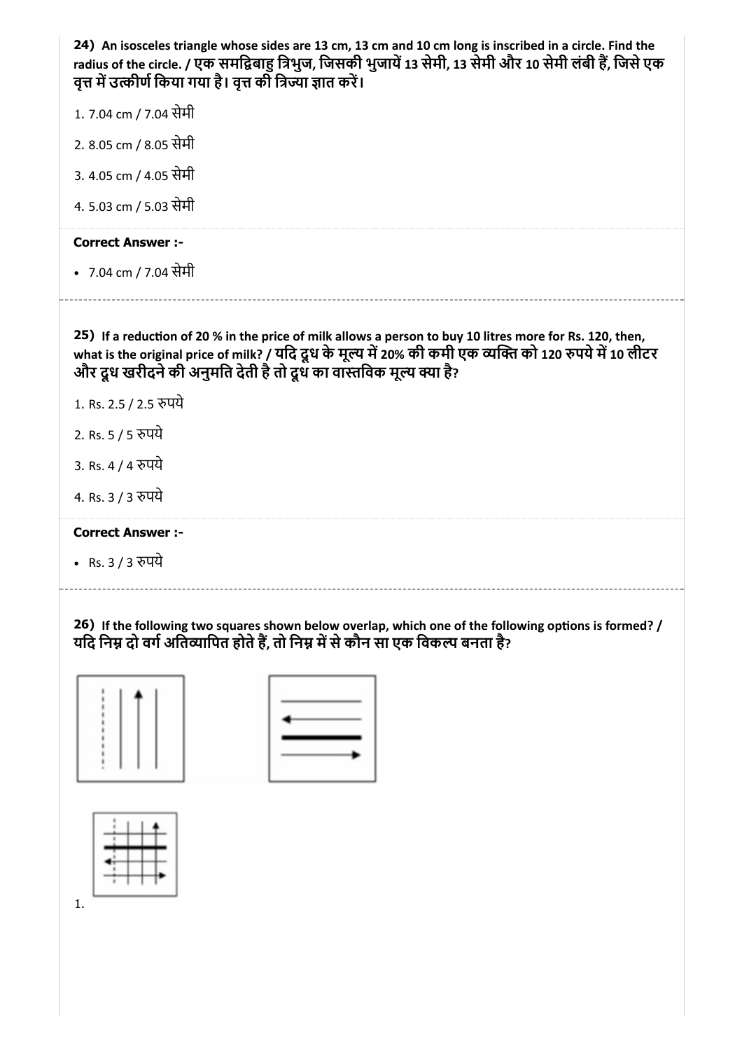**24)** **An isosceles triangle whose sides are 13 cm, 13 cm and 10 cm long is inscribed in a circle. Find the radius of the circle. / एक समद्विबाहु त्रिभुज, जिसकी भुजायें 13 सेमी, 13 सेमी और 10 सेमी लंबी हैं, जिसे एक वृत्त में उत्कीर्ण किया गया है। वृत्त की त्रिज्या ज्ञात करें।**

1. 7.04 cm / 7.04 सेमी
2. 8.05 cm / 8.05 सेमी
3. 4.05 cm / 4.05 सेमी
4. 5.03 cm / 5.03 सेमी

**Correct Answer :-**

- 7.04 cm / 7.04 सेमी

---

**25)** **If a reduction of 20 % in the price of milk allows a person to buy 10 litres more for Rs. 120, then, what is the original price of milk? / यदि दूध के मूल्य में 20% की कमी एक व्यक्ति को 120 रुपये में 10 लीटर और दूध खरीदने की अनुमति देती है तो दूध का वास्तविक मूल्य क्या है?**

1. Rs. 2.5 / 2.5 रुपये
2. Rs. 5 / 5 रुपये
3. Rs. 4 / 4 रुपये
4. Rs. 3 / 3 रुपये

**Correct Answer :-**

- Rs. 3 / 3 रुपये

---

**26)** **If the following two squares shown below overlap, which one of the following options is formed? / यदि निम्न दो वर्ग अतिव्यापित होते हैं, तो निम्न में से कौन सा एक विकल्प बनता है?**

1.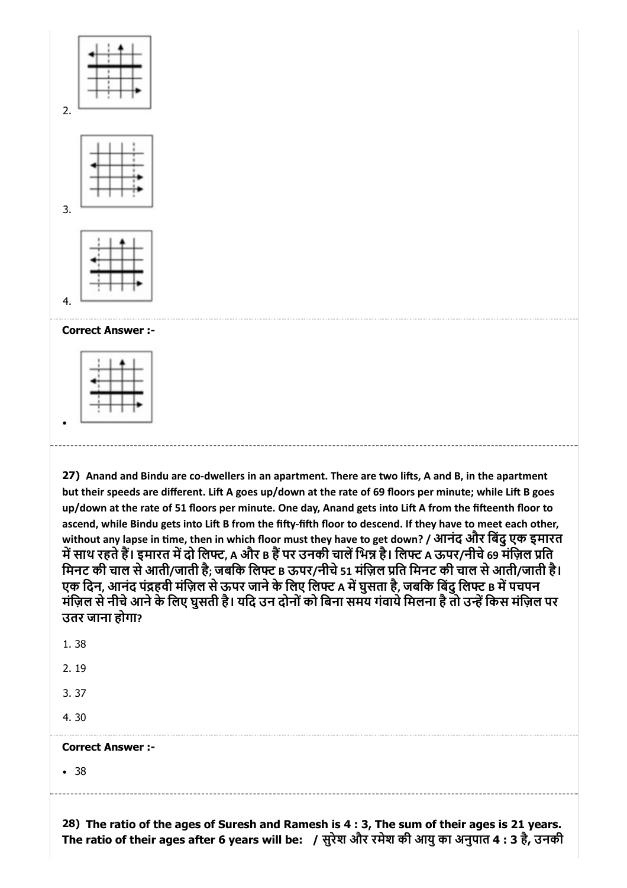2.

3.

4.

**Correct Answer :-**

- 

---

**27)** Anand and Bindu are co-dwellers in an apartment. There are two lifts, A and B, in the apartment but their speeds are different. Lift A goes up/down at the rate of 69 floors per minute; while Lift B goes up/down at the rate of 51 floors per minute. One day, Anand gets into Lift A from the fifteenth floor to ascend, while Bindu gets into Lift B from the fifty-fifth floor to descend. If they have to meet each other, without any lapse in time, then in which floor must they have to get down? / आनंद और बिंदु एक इमारत में साथ रहते हैं। इमारत में दो लिफ्ट, A और B हैं पर उनकी चालें भिन्न है। लिफ्ट A ऊपर/नीचे 69 मंज़िल प्रति मिनट की चाल से आती/जाती है; जबकि लिफ्ट B ऊपर/नीचे 51 मंज़िल प्रति मिनट की चाल से आती/जाती है। एक दिन, आनंद पंद्रहवी मंज़िल से ऊपर जाने के लिए लिफ्ट A में घुसता है, जबकि बिंदु लिफ्ट B में पचपन मंज़िल से नीचे आने के लिए घुसती है। यदि उन दोनों को बिना समय गंवाये मिलना है तो उन्हें किस मंज़िल पर उतर जाना होगा?

1. 38
2. 19
3. 37
4. 30

**Correct Answer :-**

- 38

---

**28)** The ratio of the ages of Suresh and Ramesh is 4 : 3, The sum of their ages is 21 years. The ratio of their ages after 6 years will be: / सुरेश और रमेश की आयु का अनुपात 4 : 3 है, उनकी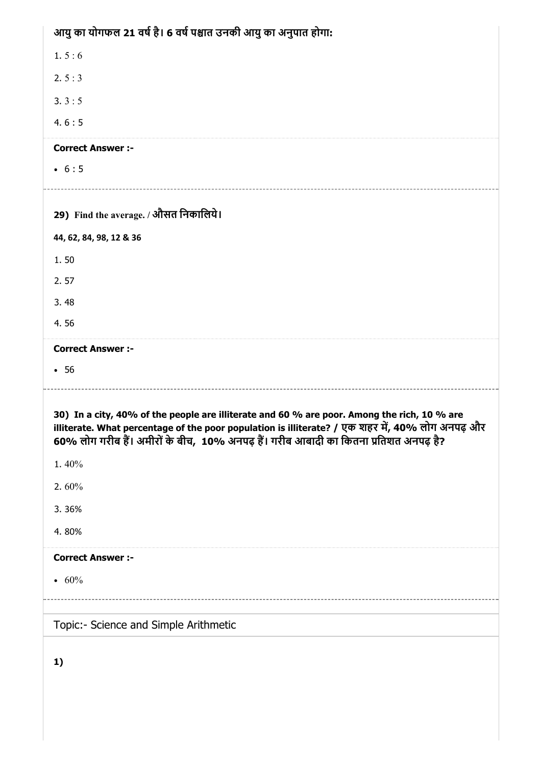आयु का योगफल 21 वर्ष है। 6 वर्ष पश्चात उनकी आयु का अनुपात होगा:

1. 5 : 6
2. 5 : 3
3. 3 : 5
4. 6 : 5

**Correct Answer :-**

- 6 : 5

---

**29) Find the average. / औसत निकालिये।**

**44, 62, 84, 98, 12 & 36**

1. 50
2. 57
3. 48
4. 56

**Correct Answer :-**

- 56

---

**30) In a city, 40% of the people are illiterate and 60 % are poor. Among the rich, 10 % are illiterate. What percentage of the poor population is illiterate? / एक शहर में, 40% लोग अनपढ़ और 60% लोग गरीब हैं। अमीरों के बीच, 10% अनपढ़ हैं। गरीब आबादी का कितना प्रतिशत अनपढ़ है?**

1. 40%
2. 60%
3. 36%
4. 80%

**Correct Answer :-**

- 60%

---

Topic:- Science and Simple Arithmetic

**1)**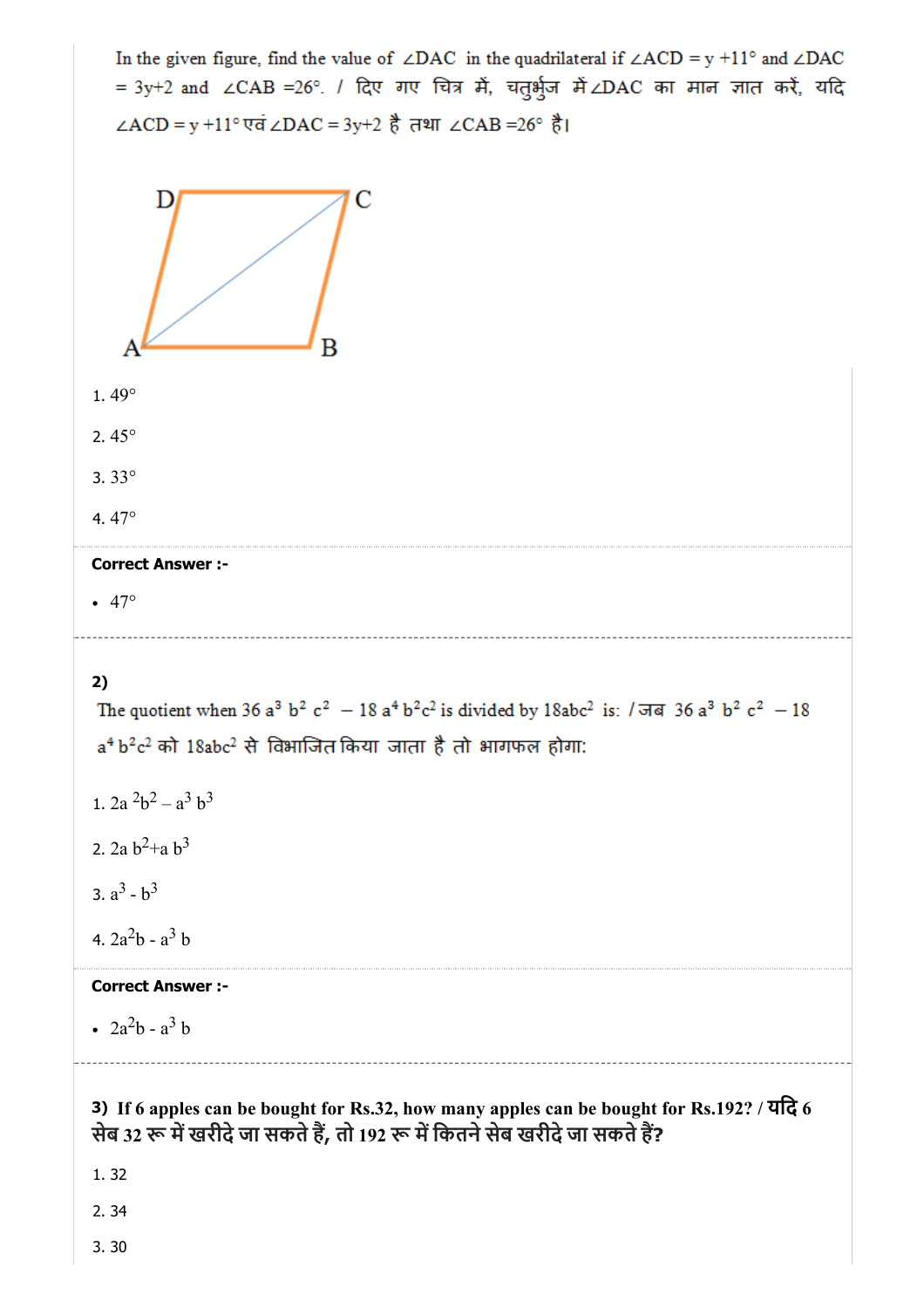In the given figure, find the value of $\angle DAC$ in the quadrilateral if $\angle ACD = y + 11°$ and $\angle DAC = 3y+2$ and $\angle CAB = 26°$. / दिए गए चित्र में, चतुर्भुज में $\angle DAC$ का मान ज्ञात करें, यदि $\angle ACD = y + 11°$ एवं $\angle DAC = 3y+2$ है तथा $\angle CAB = 26°$ है।

1. 49°
2. 45°
3. 33°
4. 47°

**Correct Answer :-**

- 47°

---

**2)**

The quotient when $36 a^3 b^2 c^2 - 18 a^4 b^2 c^2$ is divided by $18abc^2$ is: / जब $36 a^3 b^2 c^2 - 18 a^4 b^2 c^2$ को $18abc^2$ से विभाजित किया जाता है तो भागफल होगा:

1. $2a^2b^2 - a^3 b^3$
2. $2a b^2 + a b^3$
3. $a^3 - b^3$
4. $2a^2b - a^3 b$

**Correct Answer :-**

- $2a^2b - a^3 b$

---

**3) If 6 apples can be bought for Rs.32, how many apples can be bought for Rs.192? / यदि 6 सेब 32 रू में खरीदे जा सकते हैं, तो 192 रू में कितने सेब खरीदे जा सकते हैं?**

1. 32
2. 34
3. 30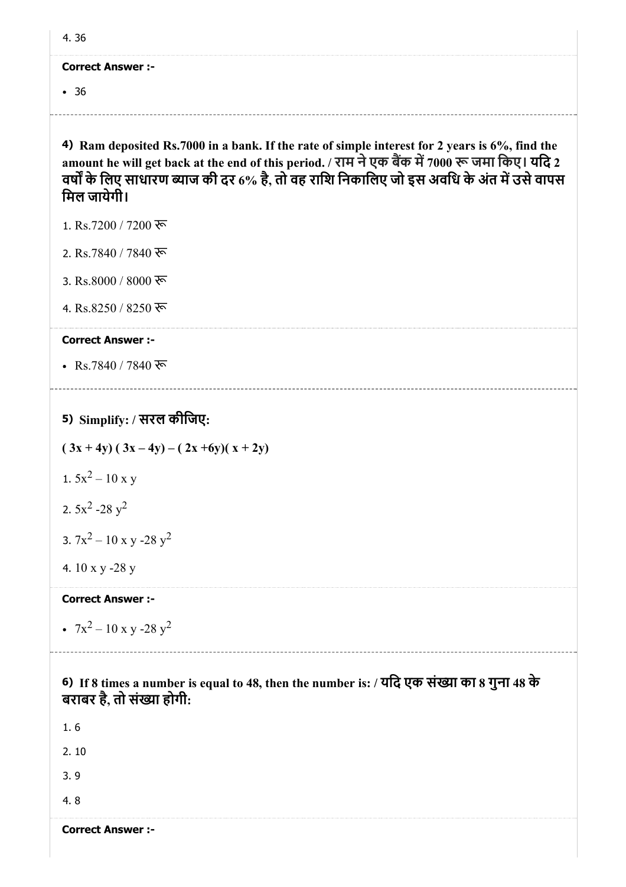4. 36

**Correct Answer :-**

- 36

**4) Ram deposited Rs.7000 in a bank. If the rate of simple interest for 2 years is 6%, find the amount he will get back at the end of this period. / राम ने एक बैंक में 7000 रू जमा किए। यदि 2 वर्षों के लिए साधारण ब्याज की दर 6% है, तो वह राशि निकालिए जो इस अवधि के अंत में उसे वापस मिल जायेगी।**

1. Rs.7200 / 7200 रू
2. Rs.7840 / 7840 रू
3. Rs.8000 / 8000 रू
4. Rs.8250 / 8250 रू

**Correct Answer :-**

- Rs.7840 / 7840 रू

**5) Simplify: / सरल कीजिए:**

**$(3x + 4y)(3x - 4y) - (2x + 6y)(x + 2y)$**

1. $5x^2 - 10xy$
2. $5x^2 - 28y^2$
3. $7x^2 - 10xy - 28y^2$
4. $10xy - 28y$

**Correct Answer :-**

- $7x^2 - 10xy - 28y^2$

**6) If 8 times a number is equal to 48, then the number is: / यदि एक संख्या का 8 गुना 48 के बराबर है, तो संख्या होगी:**

1. 6
2. 10
3. 9
4. 8

**Correct Answer :-**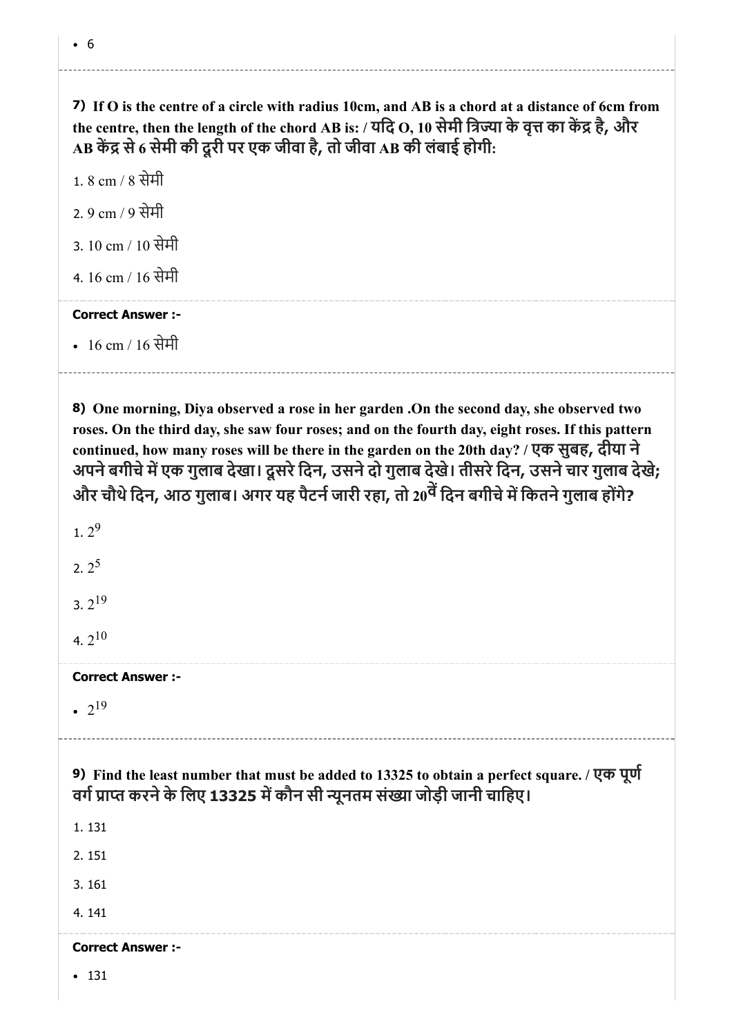- 6

---

**7)** **If O is the centre of a circle with radius 10cm, and AB is a chord at a distance of 6cm from the centre, then the length of the chord AB is: / यदि O, 10 सेमी त्रिज्या के वृत्त का केंद्र है, और AB केंद्र से 6 सेमी की दूरी पर एक जीवा है, तो जीवा AB की लंबाई होगी:**

1. 8 cm / 8 सेमी
2. 9 cm / 9 सेमी
3. 10 cm / 10 सेमी
4. 16 cm / 16 सेमी

**Correct Answer :-**

- 16 cm / 16 सेमी

---

**8)** **One morning, Diya observed a rose in her garden .On the second day, she observed two roses. On the third day, she saw four roses; and on the fourth day, eight roses. If this pattern continued, how many roses will be there in the garden on the 20th day? / एक सुबह, दीया ने अपने बगीचे में एक गुलाब देखा। दूसरे दिन, उसने दो गुलाब देखे। तीसरे दिन, उसने चार गुलाब देखे; और चौथे दिन, आठ गुलाब। अगर यह पैटर्न जारी रहा, तो 20वें दिन बगीचे में कितने गुलाब होंगे?**

1. $2^9$
2. $2^5$
3. $2^{19}$
4. $2^{10}$

**Correct Answer :-**

- $2^{19}$

---

**9)** **Find the least number that must be added to 13325 to obtain a perfect square. / एक पूर्ण वर्ग प्राप्त करने के लिए 13325 में कौन सी न्यूनतम संख्या जोड़ी जानी चाहिए।**

1. 131
2. 151
3. 161
4. 141

**Correct Answer :-**

- 131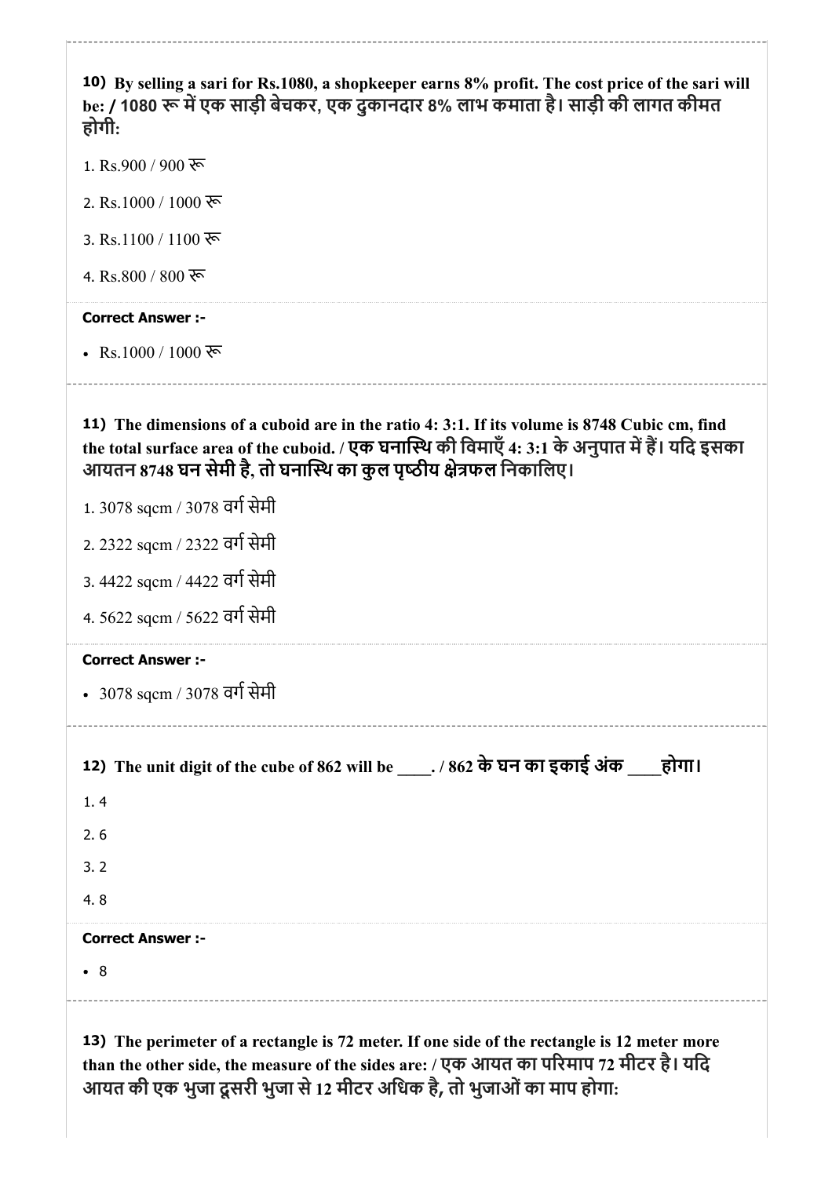**10) By selling a sari for Rs.1080, a shopkeeper earns 8% profit. The cost price of the sari will be: / 1080 रू में एक साड़ी बेचकर, एक दुकानदार 8% लाभ कमाता है। साड़ी की लागत कीमत होगी:**

1. Rs.900 / 900 रू
2. Rs.1000 / 1000 रू
3. Rs.1100 / 1100 रू
4. Rs.800 / 800 रू

**Correct Answer :-**

- Rs.1000 / 1000 रू

---

**11) The dimensions of a cuboid are in the ratio 4: 3:1. If its volume is 8748 Cubic cm, find the total surface area of the cuboid. / एक घनास्थि की विमाएँ 4: 3:1 के अनुपात में हैं। यदि इसका आयतन 8748 घन सेमी है, तो घनास्थि का कुल पृष्ठीय क्षेत्रफल निकालिए।**

1. 3078 sqcm / 3078 वर्ग सेमी
2. 2322 sqcm / 2322 वर्ग सेमी
3. 4422 sqcm / 4422 वर्ग सेमी
4. 5622 sqcm / 5622 वर्ग सेमी

**Correct Answer :-**

- 3078 sqcm / 3078 वर्ग सेमी

---

**12) The unit digit of the cube of 862 will be ____. / 862 के घन का इकाई अंक ____होगा।**

1. 4
2. 6
3. 2
4. 8

**Correct Answer :-**

- 8

---

**13) The perimeter of a rectangle is 72 meter. If one side of the rectangle is 12 meter more than the other side, the measure of the sides are: / एक आयत का परिमाप 72 मीटर है। यदि आयत की एक भुजा दूसरी भुजा से 12 मीटर अधिक है, तो भुजाओं का माप होगा:**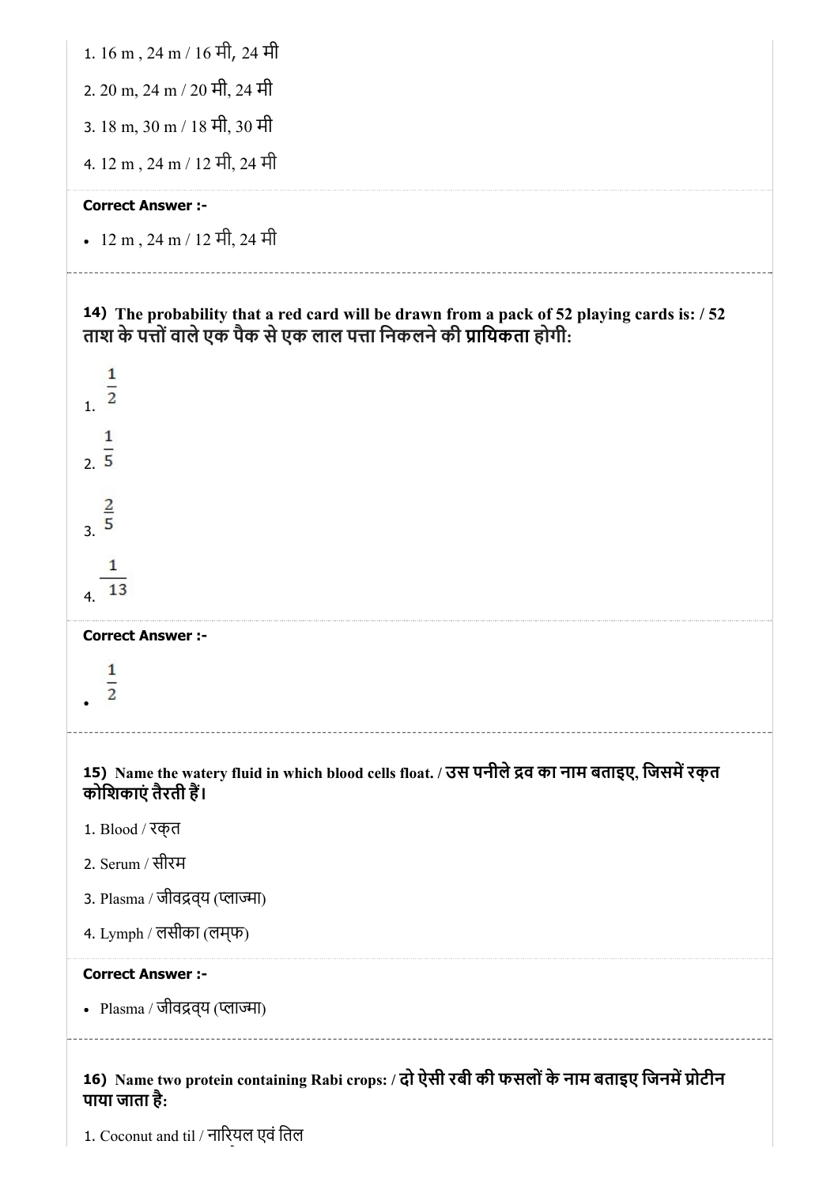1. 16 m , 24 m / 16 मी, 24 मी
2. 20 m, 24 m / 20 मी, 24 मी
3. 18 m, 30 m / 18 मी, 30 मी
4. 12 m , 24 m / 12 मी, 24 मी

**Correct Answer :-**

- 12 m , 24 m / 12 मी, 24 मी

---

**14) The probability that a red card will be drawn from a pack of 52 playing cards is: / 52 ताश के पत्तों वाले एक पैक से एक लाल पत्ता निकलने की प्रायिकता होगी:**

1. $\frac{1}{2}$
2. $\frac{1}{5}$
3. $\frac{2}{5}$
4. $\frac{1}{13}$

**Correct Answer :-**

- $\frac{1}{2}$

---

**15) Name the watery fluid in which blood cells float. / उस पनीले द्रव का नाम बताइए, जिसमें रक्त कोशिकाएं तैरती हैं।**

1. Blood / रक्त
2. Serum / सीरम
3. Plasma / जीवद्रव्य (प्लाज्मा)
4. Lymph / लसीका (लम्फ)

**Correct Answer :-**

- Plasma / जीवद्रव्य (प्लाज्मा)

---

**16) Name two protein containing Rabi crops: / दो ऐसी रबी की फसलों के नाम बताइए जिनमें प्रोटीन पाया जाता है:**

1. Coconut and til / नारियल एवं तिल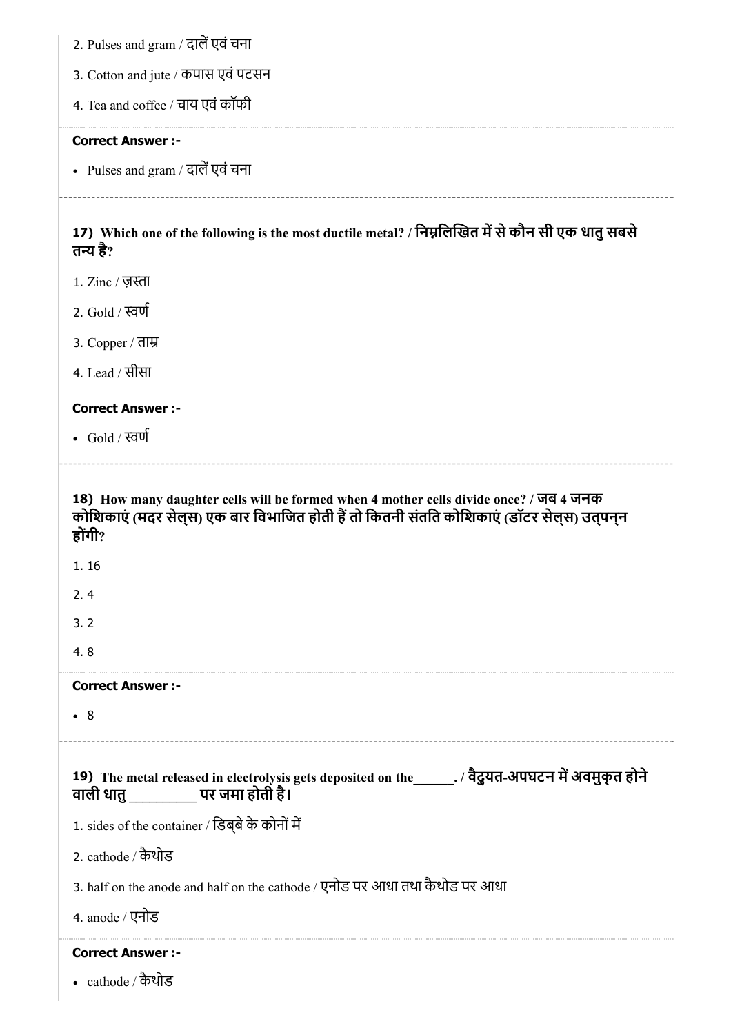2. Pulses and gram / दालें एवं चना

3. Cotton and jute / कपास एवं पटसन

4. Tea and coffee / चाय एवं कॉफी

**Correct Answer :-**

- Pulses and gram / दालें एवं चना

---

**17) Which one of the following is the most ductile metal? / निम्नलिखित में से कौन सी एक धातु सबसे तन्य है?**

1. Zinc / ज़स्ता

2. Gold / स्वर्ण

3. Copper / ताम्र

4. Lead / सीसा

**Correct Answer :-**

- Gold / स्वर्ण

---

**18) How many daughter cells will be formed when 4 mother cells divide once? / जब 4 जनक कोशिकाएं (मदर सेल्स) एक बार विभाजित होती हैं तो कितनी संतति कोशिकाएं (डॉटर सेल्स) उत्पन्न होंगी?**

1. 16

2. 4

3. 2

4. 8

**Correct Answer :-**

- 8

---

**19) The metal released in electrolysis gets deposited on the______. / वैद्युत-अपघटन में अवमुक्त होने वाली धातु _________ पर जमा होती है।**

1. sides of the container / डिब्बे के कोनों में

2. cathode / कैथोड

3. half on the anode and half on the cathode / एनोड पर आधा तथा कैथोड पर आधा

4. anode / एनोड

**Correct Answer :-**

- cathode / कैथोड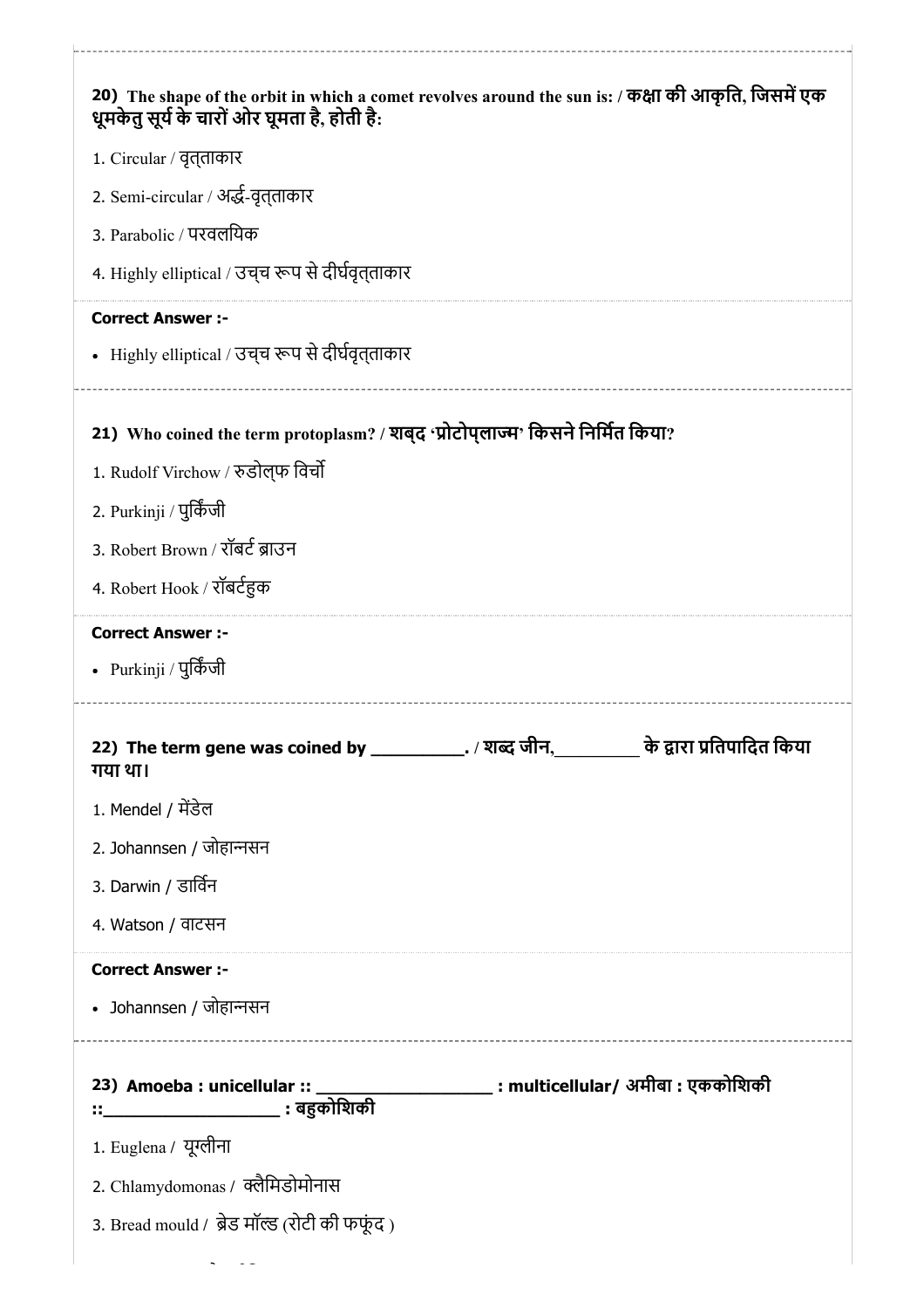**20) The shape of the orbit in which a comet revolves around the sun is: / कक्षा की आकृति, जिसमें एक धूमकेतु सूर्य के चारों ओर घूमता है, होती है:**

1. Circular / वृत्ताकार
2. Semi-circular / अर्द्ध-वृत्ताकार
3. Parabolic / परवलयिक
4. Highly elliptical / उच्च रूप से दीर्घवृत्ताकार

**Correct Answer :-**

- Highly elliptical / उच्च रूप से दीर्घवृत्ताकार

---

**21) Who coined the term protoplasm? / शब्द 'प्रोटोप्लाज्म' किसने निर्मित किया?**

1. Rudolf Virchow / रुडोल्फ विर्चो
2. Purkinji / पुर्किंजी
3. Robert Brown / रॉबर्ट ब्राउन
4. Robert Hook / रॉबर्टहुक

**Correct Answer :-**

- Purkinji / पुर्किंजी

---

**22) The term gene was coined by __________. / शब्द जीन,_________ के द्वारा प्रतिपादित किया गया था।**

1. Mendel / मेंडेल
2. Johannsen / जोहान्नसन
3. Darwin / डार्विन
4. Watson / वाटसन

**Correct Answer :-**

- Johannsen / जोहान्नसन

---

**23) Amoeba : unicellular :: ___________________ : multicellular/ अमीबा : एककोशिकी ::___________________ : बहुकोशिकी**

1. Euglena / यूग्लीना
2. Chlamydomonas / क्लैमिडोमोनास
3. Bread mould / ब्रेड मॉल्ड (रोटी की फफूंद )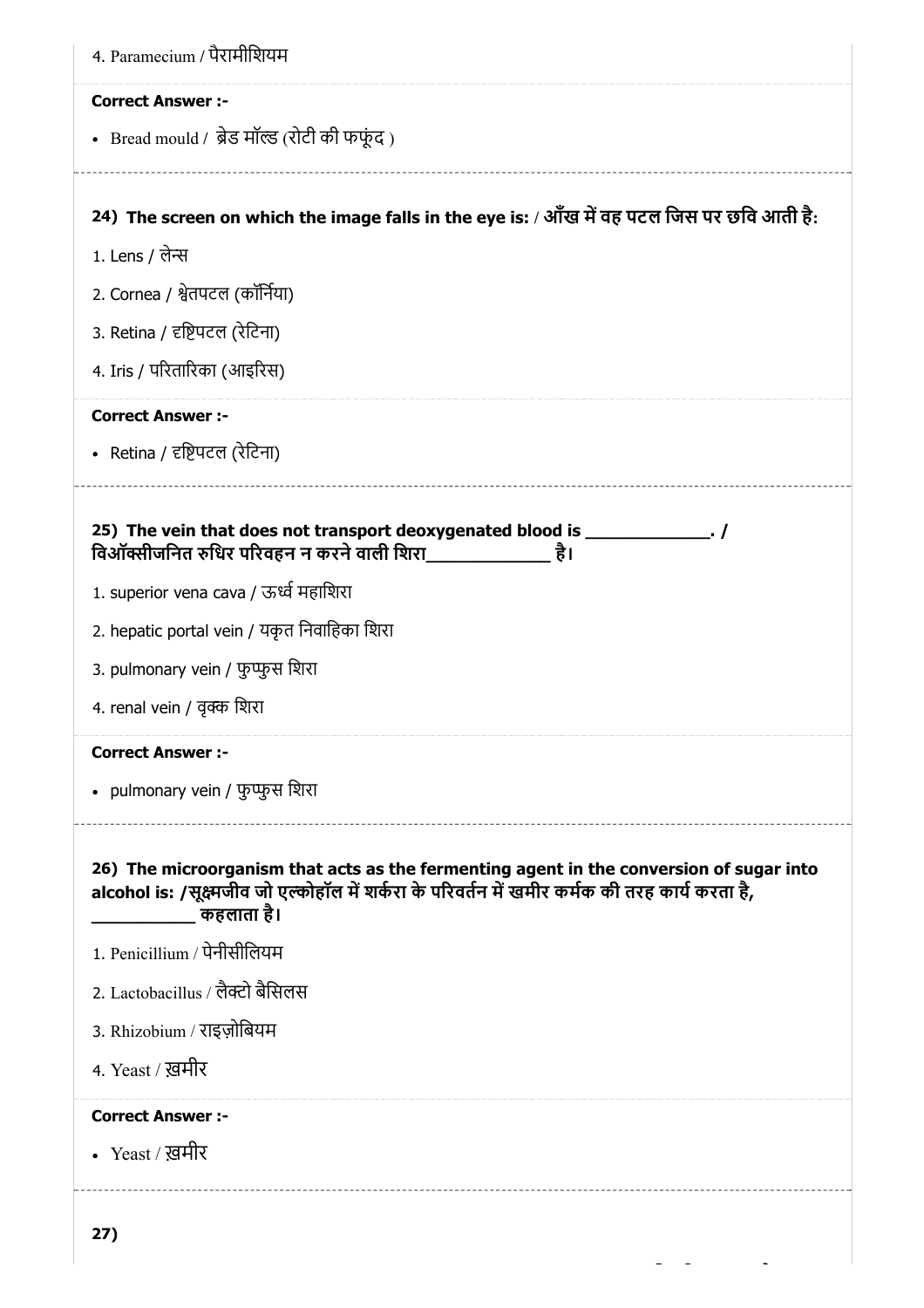4. Paramecium / पैरामीशियम

**Correct Answer :-**

- Bread mould / ब्रेड मॉल्ड (रोटी की फफूंद )

**24) The screen on which the image falls in the eye is: / आँख में वह पटल जिस पर छवि आती है:**

1. Lens / लेन्स
2. Cornea / श्वेतपटल (कॉर्निया)
3. Retina / दृष्टिपटल (रेटिना)
4. Iris / परितारिका (आइरिस)

**Correct Answer :-**

- Retina / दृष्टिपटल (रेटिना)

**25) The vein that does not transport deoxygenated blood is _____________. / विऑक्सीजनित रुधिर परिवहन न करने वाली शिरा_____________ है।**

1. superior vena cava / ऊर्ध्व महाशिरा
2. hepatic portal vein / यकृत निवाहिका शिरा
3. pulmonary vein / फुफ्फुस शिरा
4. renal vein / वृक्क शिरा

**Correct Answer :-**

- pulmonary vein / फुफ्फुस शिरा

**26) The microorganism that acts as the fermenting agent in the conversion of sugar into alcohol is: /सूक्ष्मजीव जो एल्कोहॉल में शर्करा के परिवर्तन में खमीर कर्मक की तरह कार्य करता है, ___________ कहलाता है।**

1. Penicillium / पेनीसीलियम
2. Lactobacillus / लैक्टो बैसिलस
3. Rhizobium / राइज़ोबियम
4. Yeast / ख़मीर

**Correct Answer :-**

- Yeast / ख़मीर

**27)**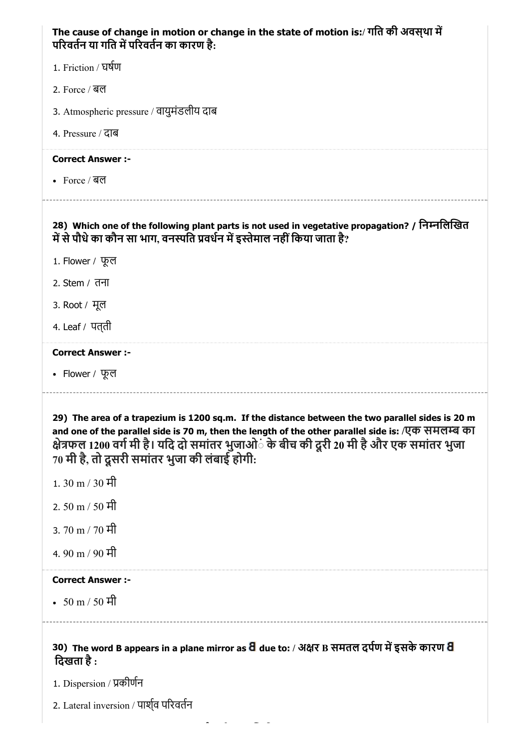**The cause of change in motion or change in the state of motion is:/ गति की अवस्था में परिवर्तन या गति में परिवर्तन का कारण है:**

1. Friction / घर्षण
2. Force / बल
3. Atmospheric pressure / वायुमंडलीय दाब
4. Pressure / दाब

**Correct Answer :-**

- Force / बल

---

**28) Which one of the following plant parts is not used in vegetative propagation? / निम्नलिखित में से पौधे का कौन सा भाग, वनस्पति प्रवर्धन में इस्तेमाल नहीं किया जाता है?**

1. Flower / फूल
2. Stem / तना
3. Root / मूल
4. Leaf / पत्ती

**Correct Answer :-**

- Flower / फूल

---

**29) The area of a trapezium is 1200 sq.m. If the distance between the two parallel sides is 20 m and one of the parallel side is 70 m, then the length of the other parallel side is: /एक समलम्ब का क्षेत्रफल 1200 वर्ग मी है। यदि दो समांतर भुजाओं के बीच की दूरी 20 मी है और एक समांतर भुजा 70 मी है, तो दूसरी समांतर भुजा की लंबाई होगी:**

1. 30 m / 30 मी
2. 50 m / 50 मी
3. 70 m / 70 मी
4. 90 m / 90 मी

**Correct Answer :-**

- 50 m / 50 मी

---

**30) The word B appears in a plane mirror as ꓭ due to: / अक्षर B समतल दर्पण में इसके कारण ꓭ दिखता है :**

1. Dispersion / प्रकीर्णन
2. Lateral inversion / पार्श्व परिवर्तन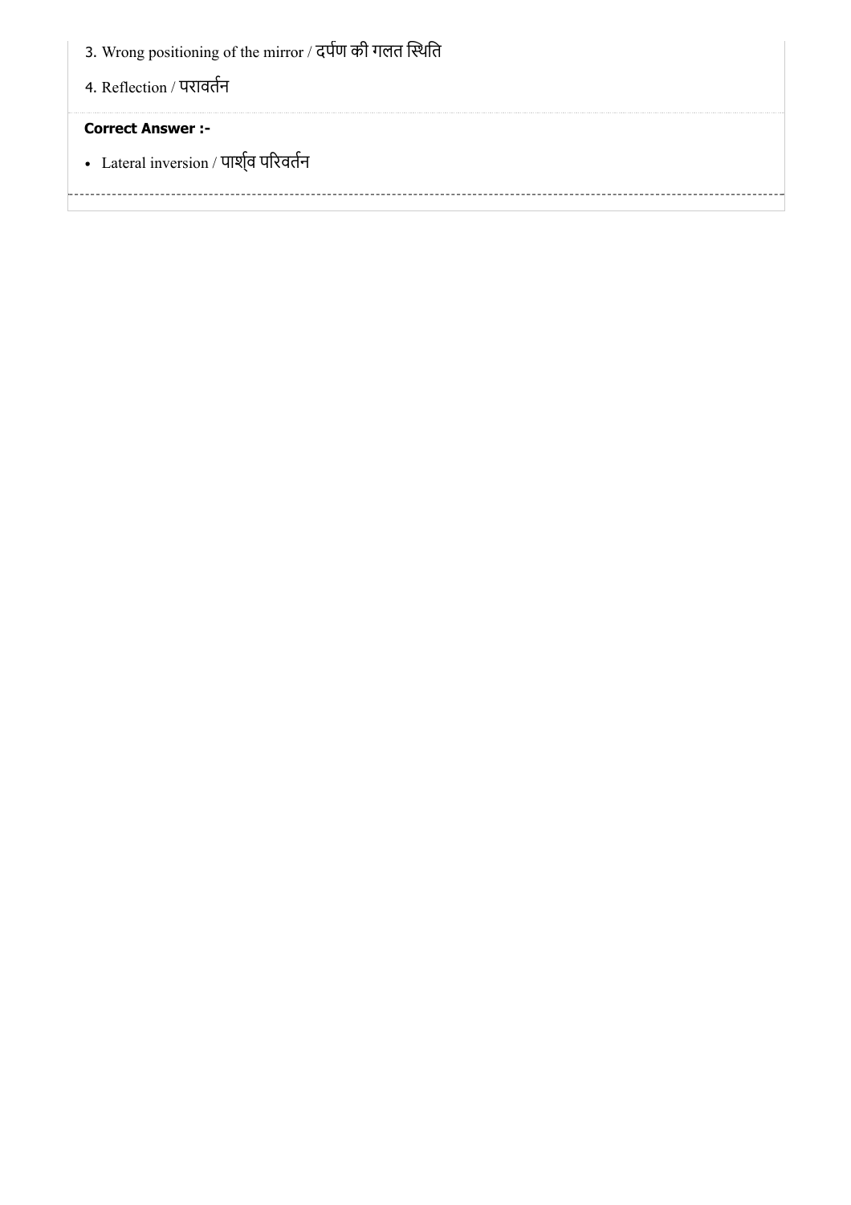3. Wrong positioning of the mirror / दर्पण की गलत स्थिति

4. Reflection / परावर्तन

**Correct Answer :-**

- Lateral inversion / पार्श्व परिवर्तन